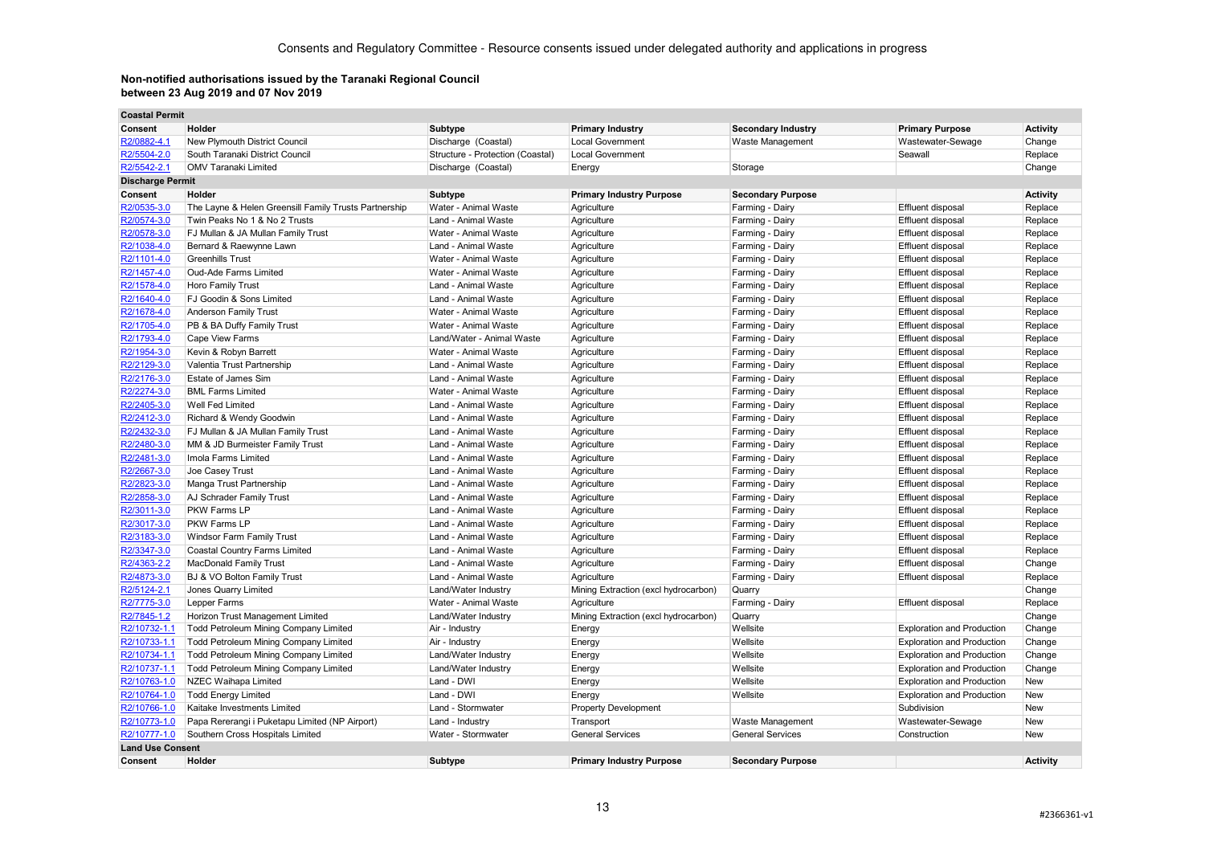# Consents and Regulatory Committee - Resource consents issued under delegated authority and applications in progress

**Non-notified authorisations issued by the Taranaki Regional Council between 23 Aug 2019 and 07 Nov 2019**

**Coastal Permit**

| Consent | Holder | Subtype | Primary Industry | Secondary Industry | Primary Purpose | Activity |
|---|---|---|---|---|---|---|
| R2/0882-4.1 | New Plymouth District Council | Discharge (Coastal) | Local Government | Waste Management | Wastewater-Sewage | Change |
| R2/5504-2.0 | South Taranaki District Council | Structure - Protection (Coastal) | Local Government | | Seawall | Replace |
| R2/5542-2.1 | OMV Taranaki Limited | Discharge (Coastal) | Energy | Storage | | Change |

**Discharge Permit**

| Consent | Holder | Subtype | Primary Industry Purpose | Secondary Purpose | | Activity |
|---|---|---|---|---|---|---|
| R2/0535-3.0 | The Layne & Helen Greensill Family Trusts Partnership | Water - Animal Waste | Agriculture | Farming - Dairy | Effluent disposal | Replace |
| R2/0574-3.0 | Twin Peaks No 1 & No 2 Trusts | Land - Animal Waste | Agriculture | Farming - Dairy | Effluent disposal | Replace |
| R2/0578-3.0 | FJ Mullan & JA Mullan Family Trust | Water - Animal Waste | Agriculture | Farming - Dairy | Effluent disposal | Replace |
| R2/1038-4.0 | Bernard & Raewynne Lawn | Land - Animal Waste | Agriculture | Farming - Dairy | Effluent disposal | Replace |
| R2/1101-4.0 | Greenhills Trust | Water - Animal Waste | Agriculture | Farming - Dairy | Effluent disposal | Replace |
| R2/1457-4.0 | Oud-Ade Farms Limited | Water - Animal Waste | Agriculture | Farming - Dairy | Effluent disposal | Replace |
| R2/1578-4.0 | Horo Family Trust | Land - Animal Waste | Agriculture | Farming - Dairy | Effluent disposal | Replace |
| R2/1640-4.0 | FJ Goodin & Sons Limited | Land - Animal Waste | Agriculture | Farming - Dairy | Effluent disposal | Replace |
| R2/1678-4.0 | Anderson Family Trust | Water - Animal Waste | Agriculture | Farming - Dairy | Effluent disposal | Replace |
| R2/1705-4.0 | PB & BA Duffy Family Trust | Water - Animal Waste | Agriculture | Farming - Dairy | Effluent disposal | Replace |
| R2/1793-4.0 | Cape View Farms | Land/Water - Animal Waste | Agriculture | Farming - Dairy | Effluent disposal | Replace |
| R2/1954-3.0 | Kevin & Robyn Barrett | Water - Animal Waste | Agriculture | Farming - Dairy | Effluent disposal | Replace |
| R2/2129-3.0 | Valentia Trust Partnership | Land - Animal Waste | Agriculture | Farming - Dairy | Effluent disposal | Replace |
| R2/2176-3.0 | Estate of James Sim | Land - Animal Waste | Agriculture | Farming - Dairy | Effluent disposal | Replace |
| R2/2274-3.0 | BML Farms Limited | Water - Animal Waste | Agriculture | Farming - Dairy | Effluent disposal | Replace |
| R2/2405-3.0 | Well Fed Limited | Land - Animal Waste | Agriculture | Farming - Dairy | Effluent disposal | Replace |
| R2/2412-3.0 | Richard & Wendy Goodwin | Land - Animal Waste | Agriculture | Farming - Dairy | Effluent disposal | Replace |
| R2/2432-3.0 | FJ Mullan & JA Mullan Family Trust | Land - Animal Waste | Agriculture | Farming - Dairy | Effluent disposal | Replace |
| R2/2480-3.0 | MM & JD Burmeister Family Trust | Land - Animal Waste | Agriculture | Farming - Dairy | Effluent disposal | Replace |
| R2/2481-3.0 | Imola Farms Limited | Land - Animal Waste | Agriculture | Farming - Dairy | Effluent disposal | Replace |
| R2/2667-3.0 | Joe Casey Trust | Land - Animal Waste | Agriculture | Farming - Dairy | Effluent disposal | Replace |
| R2/2823-3.0 | Manga Trust Partnership | Land - Animal Waste | Agriculture | Farming - Dairy | Effluent disposal | Replace |
| R2/2858-3.0 | AJ Schrader Family Trust | Land - Animal Waste | Agriculture | Farming - Dairy | Effluent disposal | Replace |
| R2/3011-3.0 | PKW Farms LP | Land - Animal Waste | Agriculture | Farming - Dairy | Effluent disposal | Replace |
| R2/3017-3.0 | PKW Farms LP | Land - Animal Waste | Agriculture | Farming - Dairy | Effluent disposal | Replace |
| R2/3183-3.0 | Windsor Farm Family Trust | Land - Animal Waste | Agriculture | Farming - Dairy | Effluent disposal | Replace |
| R2/3347-3.0 | Coastal Country Farms Limited | Land - Animal Waste | Agriculture | Farming - Dairy | Effluent disposal | Replace |
| R2/4363-2.2 | MacDonald Family Trust | Land - Animal Waste | Agriculture | Farming - Dairy | Effluent disposal | Change |
| R2/4873-3.0 | BJ & VO Bolton Family Trust | Land - Animal Waste | Agriculture | Farming - Dairy | Effluent disposal | Replace |
| R2/5124-2.1 | Jones Quarry Limited | Land/Water Industry | Mining Extraction (excl hydrocarbon) | Quarry | | Change |
| R2/7775-3.0 | Lepper Farms | Water - Animal Waste | Agriculture | Farming - Dairy | Effluent disposal | Replace |
| R2/7845-1.2 | Horizon Trust Management Limited | Land/Water Industry | Mining Extraction (excl hydrocarbon) | Quarry | | Change |
| R2/10732-1.1 | Todd Petroleum Mining Company Limited | Air - Industry | Energy | Wellsite | Exploration and Production | Change |
| R2/10733-1.1 | Todd Petroleum Mining Company Limited | Air - Industry | Energy | Wellsite | Exploration and Production | Change |
| R2/10734-1.1 | Todd Petroleum Mining Company Limited | Land/Water Industry | Energy | Wellsite | Exploration and Production | Change |
| R2/10737-1.1 | Todd Petroleum Mining Company Limited | Land/Water Industry | Energy | Wellsite | Exploration and Production | Change |
| R2/10763-1.0 | NZEC Waihapa Limited | Land - DWI | Energy | Wellsite | Exploration and Production | New |
| R2/10764-1.0 | Todd Energy Limited | Land - DWI | Energy | Wellsite | Exploration and Production | New |
| R2/10766-1.0 | Kaitake Investments Limited | Land - Stormwater | Property Development | | Subdivision | New |
| R2/10773-1.0 | Papa Rererangi i Puketapu Limited (NP Airport) | Land - Industry | Transport | Waste Management | Wastewater-Sewage | New |
| R2/10777-1.0 | Southern Cross Hospitals Limited | Water - Stormwater | General Services | General Services | Construction | New |

**Land Use Consent**

| Consent | Holder | Subtype | Primary Industry Purpose | Secondary Purpose | | Activity |
|---|---|---|---|---|---|---|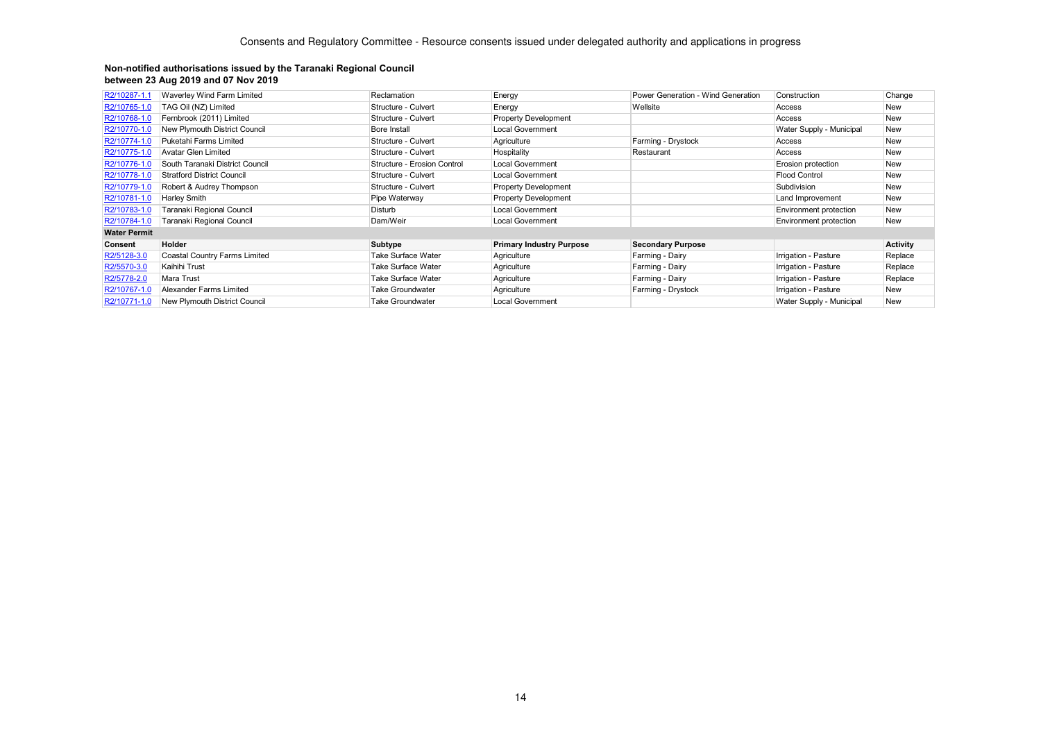Consents and Regulatory Committee - Resource consents issued under delegated authority and applications in progress

**Non-notified authorisations issued by the Taranaki Regional Council between 23 Aug 2019 and 07 Nov 2019**

| | | | | | | |
|---|---|---|---|---|---|---|
| R2/10287-1.1 | Waverley Wind Farm Limited | Reclamation | Energy | Power Generation - Wind Generation | Construction | Change |
| R2/10765-1.0 | TAG Oil (NZ) Limited | Structure - Culvert | Energy | Wellsite | Access | New |
| R2/10768-1.0 | Fernbrook (2011) Limited | Structure - Culvert | Property Development | | Access | New |
| R2/10770-1.0 | New Plymouth District Council | Bore Install | Local Government | | Water Supply - Municipal | New |
| R2/10774-1.0 | Puketahi Farms Limited | Structure - Culvert | Agriculture | Farming - Drystock | Access | New |
| R2/10775-1.0 | Avatar Glen Limited | Structure - Culvert | Hospitality | Restaurant | Access | New |
| R2/10776-1.0 | South Taranaki District Council | Structure - Erosion Control | Local Government | | Erosion protection | New |
| R2/10778-1.0 | Stratford District Council | Structure - Culvert | Local Government | | Flood Control | New |
| R2/10779-1.0 | Robert & Audrey Thompson | Structure - Culvert | Property Development | | Subdivision | New |
| R2/10781-1.0 | Harley Smith | Pipe Waterway | Property Development | | Land Improvement | New |
| R2/10783-1.0 | Taranaki Regional Council | Disturb | Local Government | | Environment protection | New |
| R2/10784-1.0 | Taranaki Regional Council | Dam/Weir | Local Government | | Environment protection | New |
| **Water Permit** | | | | | | |
| **Consent** | **Holder** | **Subtype** | **Primary Industry Purpose** | **Secondary Purpose** | | **Activity** |
| R2/5128-3.0 | Coastal Country Farms Limited | Take Surface Water | Agriculture | Farming - Dairy | Irrigation - Pasture | Replace |
| R2/5570-3.0 | Kaihihi Trust | Take Surface Water | Agriculture | Farming - Dairy | Irrigation - Pasture | Replace |
| R2/5778-2.0 | Mara Trust | Take Surface Water | Agriculture | Farming - Dairy | Irrigation - Pasture | Replace |
| R2/10767-1.0 | Alexander Farms Limited | Take Groundwater | Agriculture | Farming - Drystock | Irrigation - Pasture | New |
| R2/10771-1.0 | New Plymouth District Council | Take Groundwater | Local Government | | Water Supply - Municipal | New |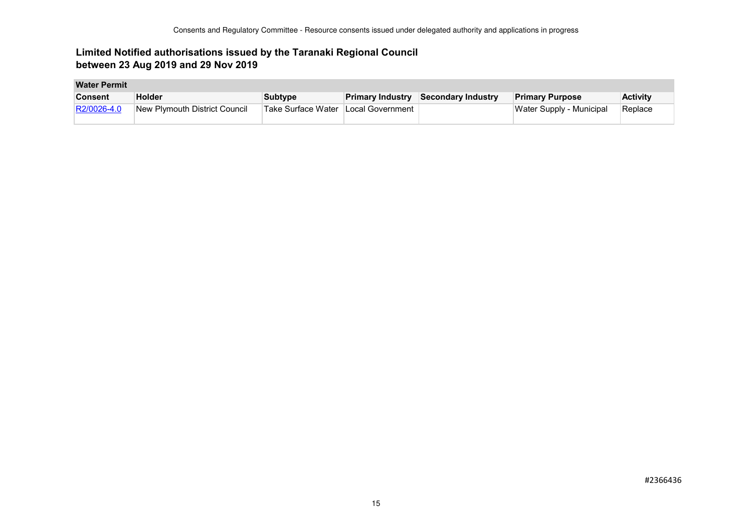## Limited Notified authorisations issued by the Taranaki Regional Council between 23 Aug 2019 and 29 Nov 2019

| Water Permit | | | | | | |
|---|---|---|---|---|---|---|
| **Consent** | **Holder** | **Subtype** | **Primary Industry** | **Secondary Industry** | **Primary Purpose** | **Activity** |
| R2/0026-4.0 | New Plymouth District Council | Take Surface Water | Local Government | | Water Supply - Municipal | Replace |

#2366436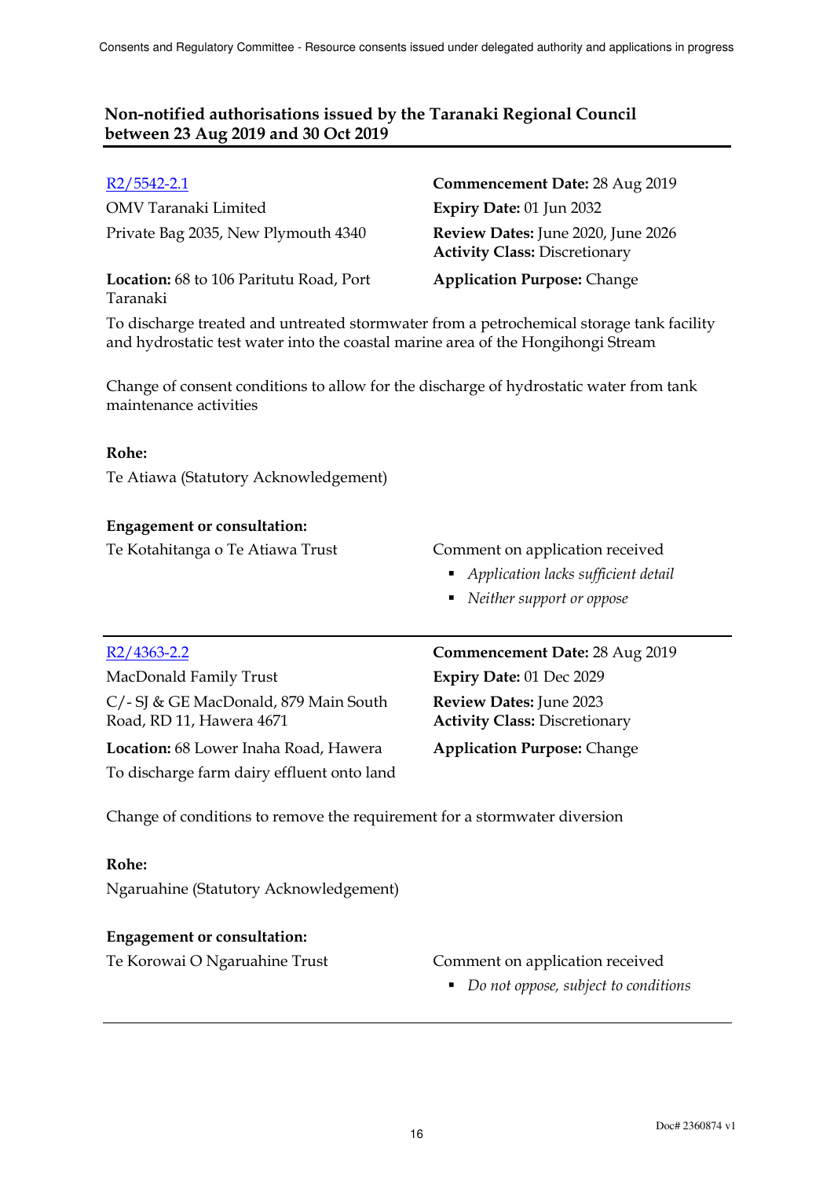## Non-notified authorisations issued by the Taranaki Regional Council between 23 Aug 2019 and 30 Oct 2019

R2/5542-2.1

OMV Taranaki Limited

Private Bag 2035, New Plymouth 4340

**Location:** 68 to 106 Paritutu Road, Port Taranaki

**Commencement Date:** 28 Aug 2019

**Expiry Date:** 01 Jun 2032

**Review Dates:** June 2020, June 2026

**Activity Class:** Discretionary

**Application Purpose:** Change

To discharge treated and untreated stormwater from a petrochemical storage tank facility and hydrostatic test water into the coastal marine area of the Hongihongi Stream

Change of consent conditions to allow for the discharge of hydrostatic water from tank maintenance activities

**Rohe:**

Te Atiawa (Statutory Acknowledgement)

**Engagement or consultation:**

Te Kotahitanga o Te Atiawa Trust — Comment on application received

- *Application lacks sufficient detail*
- *Neither support or oppose*

---

R2/4363-2.2

MacDonald Family Trust

C/- SJ & GE MacDonald, 879 Main South Road, RD 11, Hawera 4671

**Location:** 68 Lower Inaha Road, Hawera

**Commencement Date:** 28 Aug 2019

**Expiry Date:** 01 Dec 2029

**Review Dates:** June 2023

**Activity Class:** Discretionary

**Application Purpose:** Change

To discharge farm dairy effluent onto land

Change of conditions to remove the requirement for a stormwater diversion

**Rohe:**

Ngaruahine (Statutory Acknowledgement)

**Engagement or consultation:**

Te Korowai O Ngaruahine Trust — Comment on application received

- *Do not oppose, subject to conditions*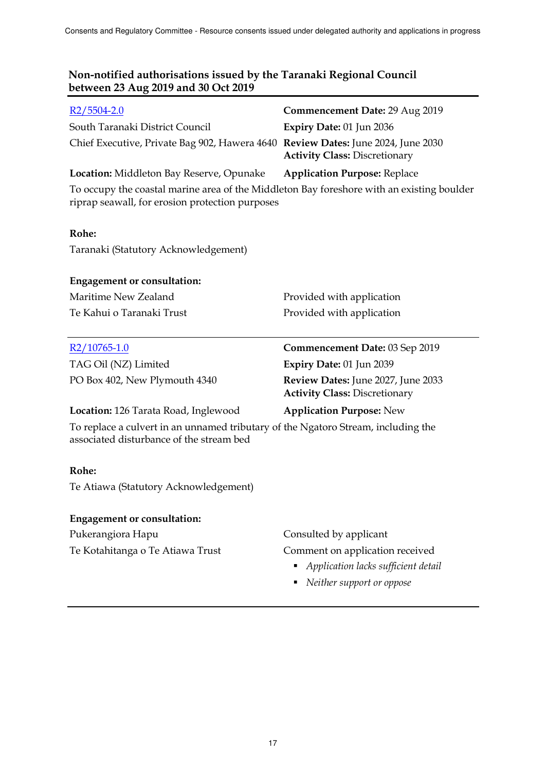## Non-notified authorisations issued by the Taranaki Regional Council between 23 Aug 2019 and 30 Oct 2019

R2/5504-2.0

South Taranaki District Council

Chief Executive, Private Bag 902, Hawera 4640

**Commencement Date:** 29 Aug 2019

**Expiry Date:** 01 Jun 2036

**Review Dates:** June 2024, June 2030

**Activity Class:** Discretionary

**Location:** Middleton Bay Reserve, Opunake

**Application Purpose:** Replace

To occupy the coastal marine area of the Middleton Bay foreshore with an existing boulder riprap seawall, for erosion protection purposes

**Rohe:**

Taranaki (Statutory Acknowledgement)

**Engagement or consultation:**

| | |
|---|---|
| Maritime New Zealand | Provided with application |
| Te Kahui o Taranaki Trust | Provided with application |

---

R2/10765-1.0

TAG Oil (NZ) Limited

PO Box 402, New Plymouth 4340

**Commencement Date:** 03 Sep 2019

**Expiry Date:** 01 Jun 2039

**Review Dates:** June 2027, June 2033

**Activity Class:** Discretionary

**Location:** 126 Tarata Road, Inglewood

**Application Purpose:** New

To replace a culvert in an unnamed tributary of the Ngatoro Stream, including the associated disturbance of the stream bed

**Rohe:**

Te Atiawa (Statutory Acknowledgement)

**Engagement or consultation:**

| | |
|---|---|
| Pukerangiora Hapu | Consulted by applicant |
| Te Kotahitanga o Te Atiawa Trust | Comment on application received<br>- *Application lacks sufficient detail*<br>- *Neither support or oppose* |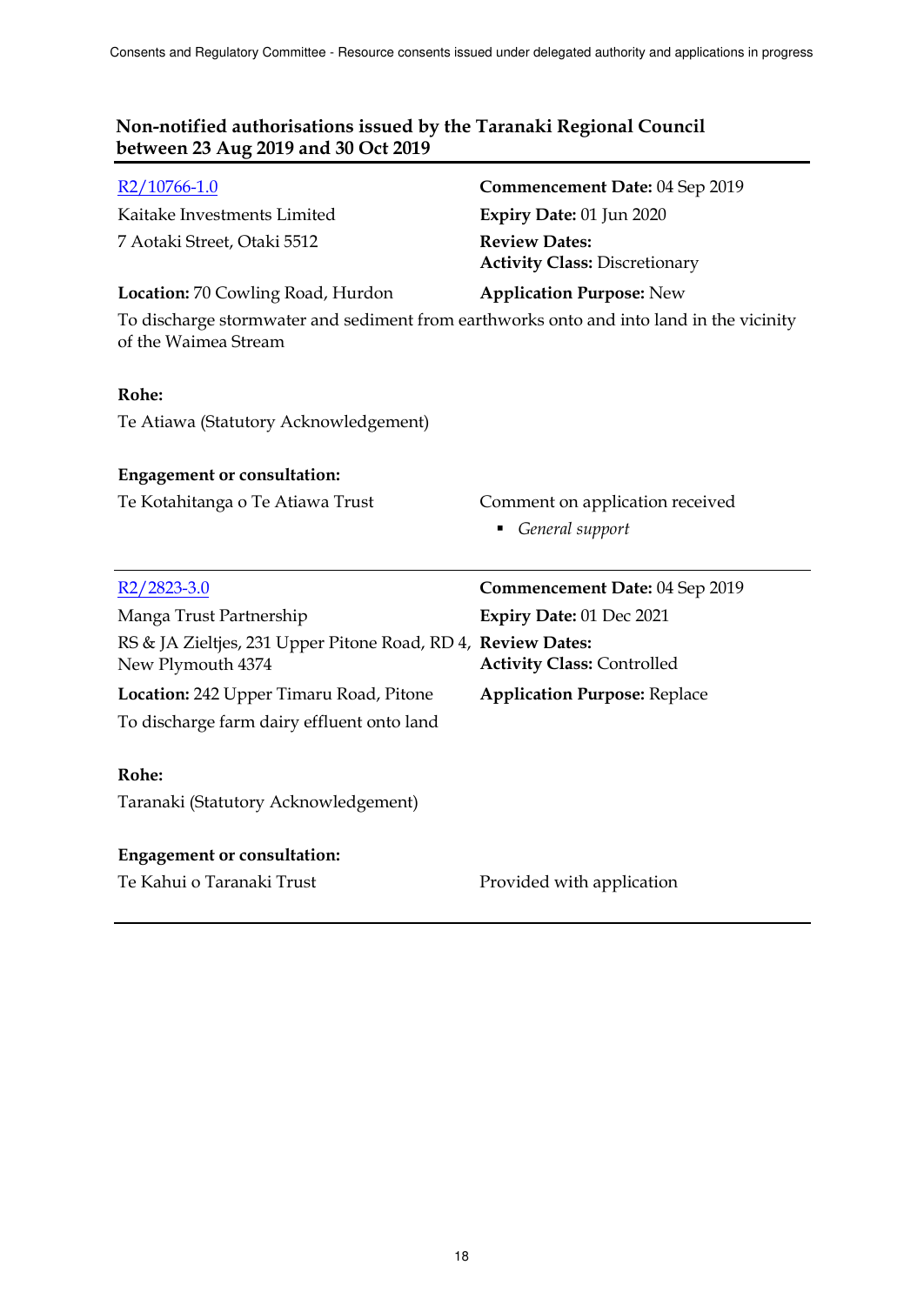## Non-notified authorisations issued by the Taranaki Regional Council between 23 Aug 2019 and 30 Oct 2019

R2/10766-1.0

Kaitake Investments Limited
7 Aotaki Street, Otaki 5512

**Commencement Date:** 04 Sep 2019
**Expiry Date:** 01 Jun 2020
**Review Dates:**
**Activity Class:** Discretionary

**Location:** 70 Cowling Road, Hurdon

**Application Purpose:** New

To discharge stormwater and sediment from earthworks onto and into land in the vicinity of the Waimea Stream

**Rohe:**

Te Atiawa (Statutory Acknowledgement)

**Engagement or consultation:**

Te Kotahitanga o Te Atiawa Trust — Comment on application received

- *General support*

---

R2/2823-3.0

Manga Trust Partnership
RS & JA Zieltjes, 231 Upper Pitone Road, RD 4, New Plymouth 4374

**Commencement Date:** 04 Sep 2019
**Expiry Date:** 01 Dec 2021
**Review Dates:**
**Activity Class:** Controlled

**Location:** 242 Upper Timaru Road, Pitone

**Application Purpose:** Replace

To discharge farm dairy effluent onto land

**Rohe:**

Taranaki (Statutory Acknowledgement)

**Engagement or consultation:**

Te Kahui o Taranaki Trust — Provided with application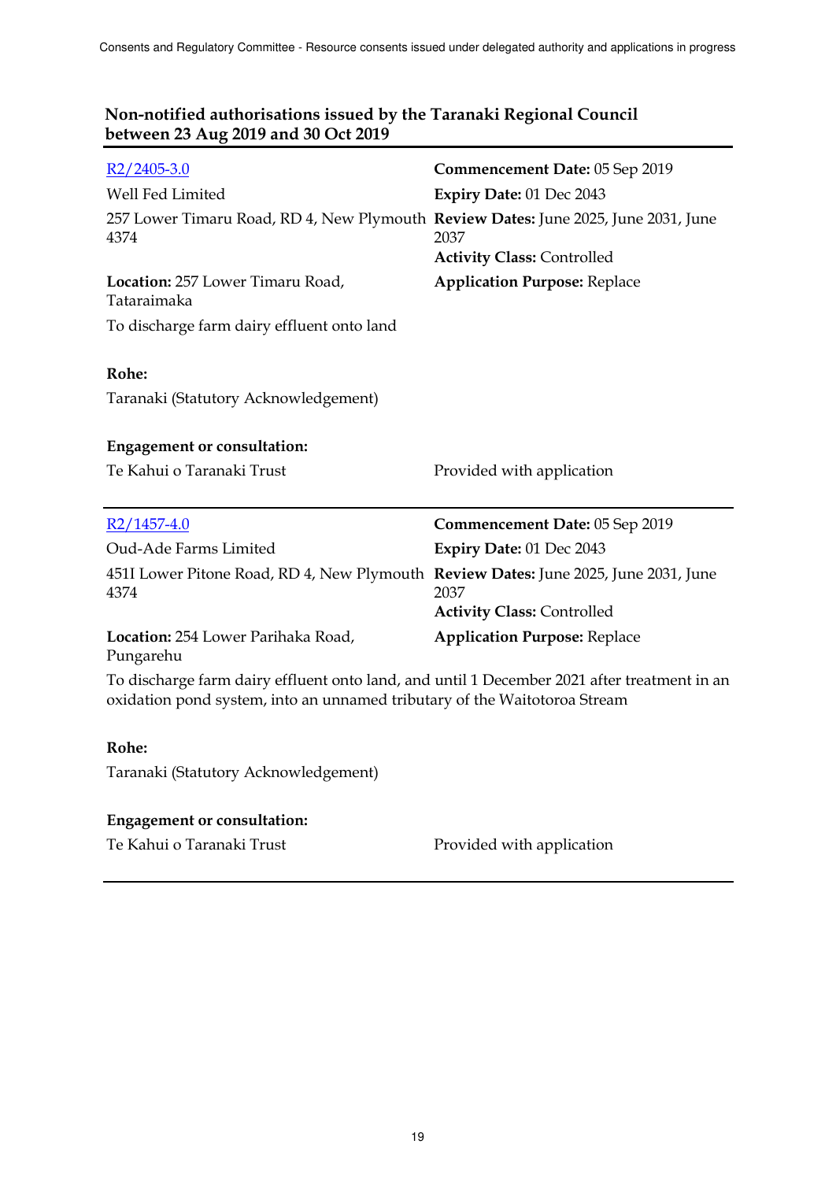## Non-notified authorisations issued by the Taranaki Regional Council between 23 Aug 2019 and 30 Oct 2019

[R2/2405-3.0](R2/2405-3.0)

Well Fed Limited

257 Lower Timaru Road, RD 4, New Plymouth 4374

**Location:** 257 Lower Timaru Road, Tataraimaka

To discharge farm dairy effluent onto land

**Commencement Date:** 05 Sep 2019
**Expiry Date:** 01 Dec 2043
**Review Dates:** June 2025, June 2031, June 2037
**Activity Class:** Controlled
**Application Purpose:** Replace

**Rohe:**

Taranaki (Statutory Acknowledgement)

**Engagement or consultation:**

| | |
|---|---|
| Te Kahui o Taranaki Trust | Provided with application |

---

[R2/1457-4.0](R2/1457-4.0)

Oud-Ade Farms Limited

451I Lower Pitone Road, RD 4, New Plymouth 4374

**Location:** 254 Lower Parihaka Road, Pungarehu

**Commencement Date:** 05 Sep 2019
**Expiry Date:** 01 Dec 2043
**Review Dates:** June 2025, June 2031, June 2037
**Activity Class:** Controlled
**Application Purpose:** Replace

To discharge farm dairy effluent onto land, and until 1 December 2021 after treatment in an oxidation pond system, into an unnamed tributary of the Waitotoroa Stream

**Rohe:**

Taranaki (Statutory Acknowledgement)

**Engagement or consultation:**

| | |
|---|---|
| Te Kahui o Taranaki Trust | Provided with application |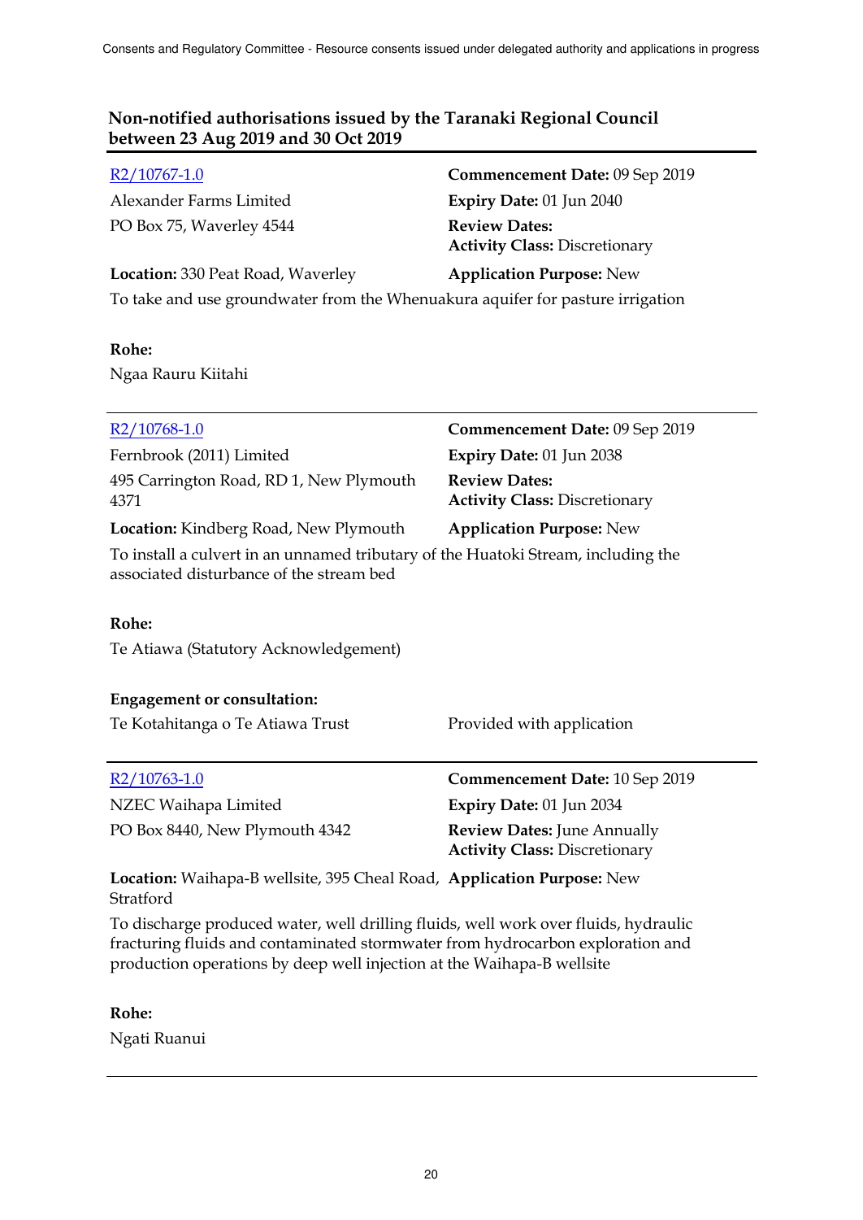## Non-notified authorisations issued by the Taranaki Regional Council between 23 Aug 2019 and 30 Oct 2019

[R2/10767-1.0](R2/10767-1.0)

Alexander Farms Limited
PO Box 75, Waverley 4544

**Commencement Date:** 09 Sep 2019
**Expiry Date:** 01 Jun 2040
**Review Dates:**
**Activity Class:** Discretionary

**Location:** 330 Peat Road, Waverley

**Application Purpose:** New

To take and use groundwater from the Whenuakura aquifer for pasture irrigation

**Rohe:**
Ngaa Rauru Kiitahi

---

[R2/10768-1.0](R2/10768-1.0)

Fernbrook (2011) Limited
495 Carrington Road, RD 1, New Plymouth 4371

**Commencement Date:** 09 Sep 2019
**Expiry Date:** 01 Jun 2038
**Review Dates:**
**Activity Class:** Discretionary

**Location:** Kindberg Road, New Plymouth

**Application Purpose:** New

To install a culvert in an unnamed tributary of the Huatoki Stream, including the associated disturbance of the stream bed

**Rohe:**
Te Atiawa (Statutory Acknowledgement)

**Engagement or consultation:**

| | |
|---|---|
| Te Kotahitanga o Te Atiawa Trust | Provided with application |

---

[R2/10763-1.0](R2/10763-1.0)

NZEC Waihapa Limited
PO Box 8440, New Plymouth 4342

**Commencement Date:** 10 Sep 2019
**Expiry Date:** 01 Jun 2034
**Review Dates:** June Annually
**Activity Class:** Discretionary

**Location:** Waihapa-B wellsite, 395 Cheal Road, Stratford

**Application Purpose:** New

To discharge produced water, well drilling fluids, well work over fluids, hydraulic fracturing fluids and contaminated stormwater from hydrocarbon exploration and production operations by deep well injection at the Waihapa-B wellsite

**Rohe:**
Ngati Ruanui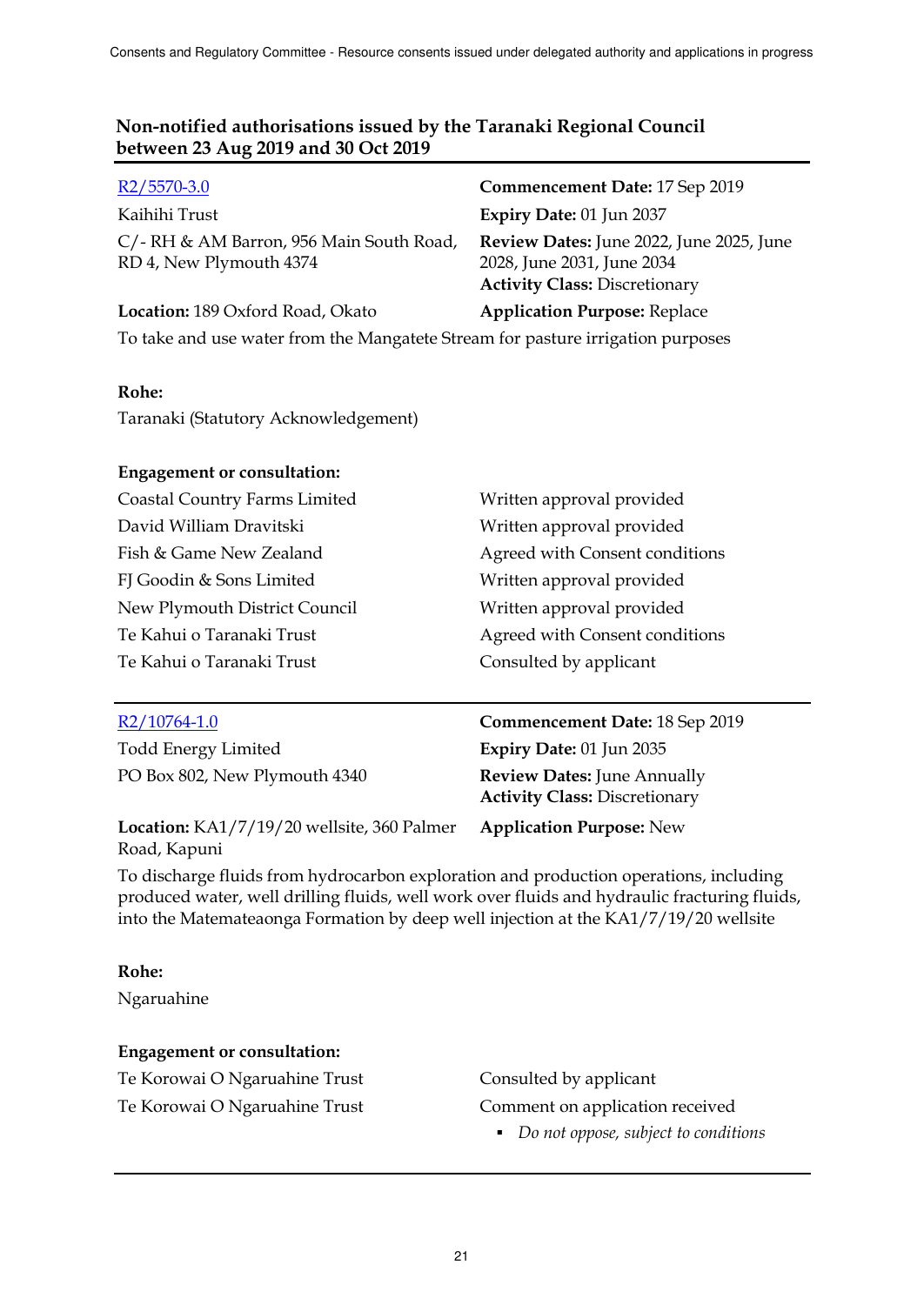## Non-notified authorisations issued by the Taranaki Regional Council between 23 Aug 2019 and 30 Oct 2019

[R2/5570-3.0]

Kaihihi Trust

C/- RH & AM Barron, 956 Main South Road, RD 4, New Plymouth 4374

**Commencement Date:** 17 Sep 2019
**Expiry Date:** 01 Jun 2037
**Review Dates:** June 2022, June 2025, June 2028, June 2031, June 2034
**Activity Class:** Discretionary

**Location:** 189 Oxford Road, Okato

**Application Purpose:** Replace

To take and use water from the Mangatete Stream for pasture irrigation purposes

**Rohe:**

Taranaki (Statutory Acknowledgement)

**Engagement or consultation:**

| | |
|---|---|
| Coastal Country Farms Limited | Written approval provided |
| David William Dravitski | Written approval provided |
| Fish & Game New Zealand | Agreed with Consent conditions |
| FJ Goodin & Sons Limited | Written approval provided |
| New Plymouth District Council | Written approval provided |
| Te Kahui o Taranaki Trust | Agreed with Consent conditions |
| Te Kahui o Taranaki Trust | Consulted by applicant |

---

[R2/10764-1.0]

Todd Energy Limited

PO Box 802, New Plymouth 4340

**Commencement Date:** 18 Sep 2019
**Expiry Date:** 01 Jun 2035
**Review Dates:** June Annually
**Activity Class:** Discretionary

**Location:** KA1/7/19/20 wellsite, 360 Palmer Road, Kapuni

**Application Purpose:** New

To discharge fluids from hydrocarbon exploration and production operations, including produced water, well drilling fluids, well work over fluids and hydraulic fracturing fluids, into the Matemateaonga Formation by deep well injection at the KA1/7/19/20 wellsite

**Rohe:**

Ngaruahine

**Engagement or consultation:**

| | |
|---|---|
| Te Korowai O Ngaruahine Trust | Consulted by applicant |
| Te Korowai O Ngaruahine Trust | Comment on application received<br>▪ *Do not oppose, subject to conditions* |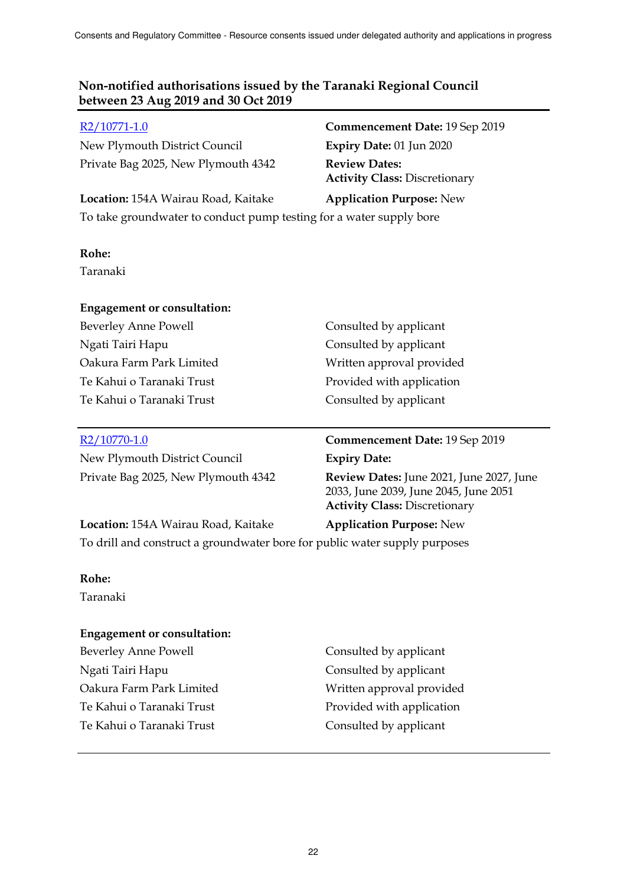## Non-notified authorisations issued by the Taranaki Regional Council between 23 Aug 2019 and 30 Oct 2019

[R2/10771-1.0](R2/10771-1.0)

New Plymouth District Council
Private Bag 2025, New Plymouth 4342

**Commencement Date:** 19 Sep 2019
**Expiry Date:** 01 Jun 2020
**Review Dates:**
**Activity Class:** Discretionary

**Location:** 154A Wairau Road, Kaitake
**Application Purpose:** New

To take groundwater to conduct pump testing for a water supply bore

**Rohe:**
Taranaki

**Engagement or consultation:**

| | |
|---|---|
| Beverley Anne Powell | Consulted by applicant |
| Ngati Tairi Hapu | Consulted by applicant |
| Oakura Farm Park Limited | Written approval provided |
| Te Kahui o Taranaki Trust | Provided with application |
| Te Kahui o Taranaki Trust | Consulted by applicant |

---

[R2/10770-1.0](R2/10770-1.0)

New Plymouth District Council
Private Bag 2025, New Plymouth 4342

**Commencement Date:** 19 Sep 2019
**Expiry Date:**
**Review Dates:** June 2021, June 2027, June 2033, June 2039, June 2045, June 2051
**Activity Class:** Discretionary

**Location:** 154A Wairau Road, Kaitake
**Application Purpose:** New

To drill and construct a groundwater bore for public water supply purposes

**Rohe:**
Taranaki

**Engagement or consultation:**

| | |
|---|---|
| Beverley Anne Powell | Consulted by applicant |
| Ngati Tairi Hapu | Consulted by applicant |
| Oakura Farm Park Limited | Written approval provided |
| Te Kahui o Taranaki Trust | Provided with application |
| Te Kahui o Taranaki Trust | Consulted by applicant |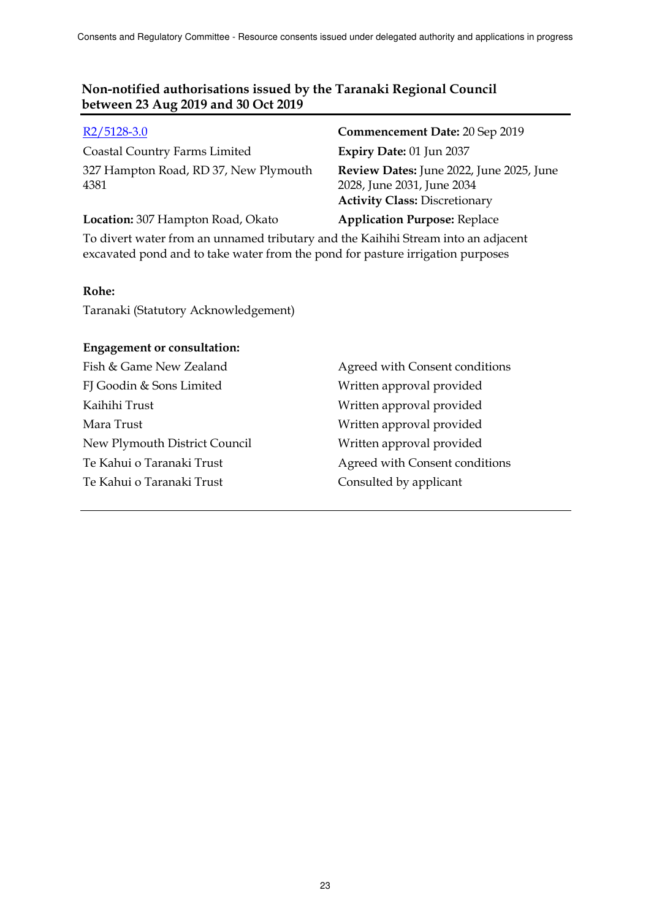## Non-notified authorisations issued by the Taranaki Regional Council between 23 Aug 2019 and 30 Oct 2019

[R2/5128-3.0]

Coastal Country Farms Limited

327 Hampton Road, RD 37, New Plymouth 4381

**Commencement Date:** 20 Sep 2019

**Expiry Date:** 01 Jun 2037

**Review Dates:** June 2022, June 2025, June 2028, June 2031, June 2034

**Activity Class:** Discretionary

**Location:** 307 Hampton Road, Okato

**Application Purpose:** Replace

To divert water from an unnamed tributary and the Kaihihi Stream into an adjacent excavated pond and to take water from the pond for pasture irrigation purposes

**Rohe:**

Taranaki (Statutory Acknowledgement)

**Engagement or consultation:**

| | |
|---|---|
| Fish & Game New Zealand | Agreed with Consent conditions |
| FJ Goodin & Sons Limited | Written approval provided |
| Kaihihi Trust | Written approval provided |
| Mara Trust | Written approval provided |
| New Plymouth District Council | Written approval provided |
| Te Kahui o Taranaki Trust | Agreed with Consent conditions |
| Te Kahui o Taranaki Trust | Consulted by applicant |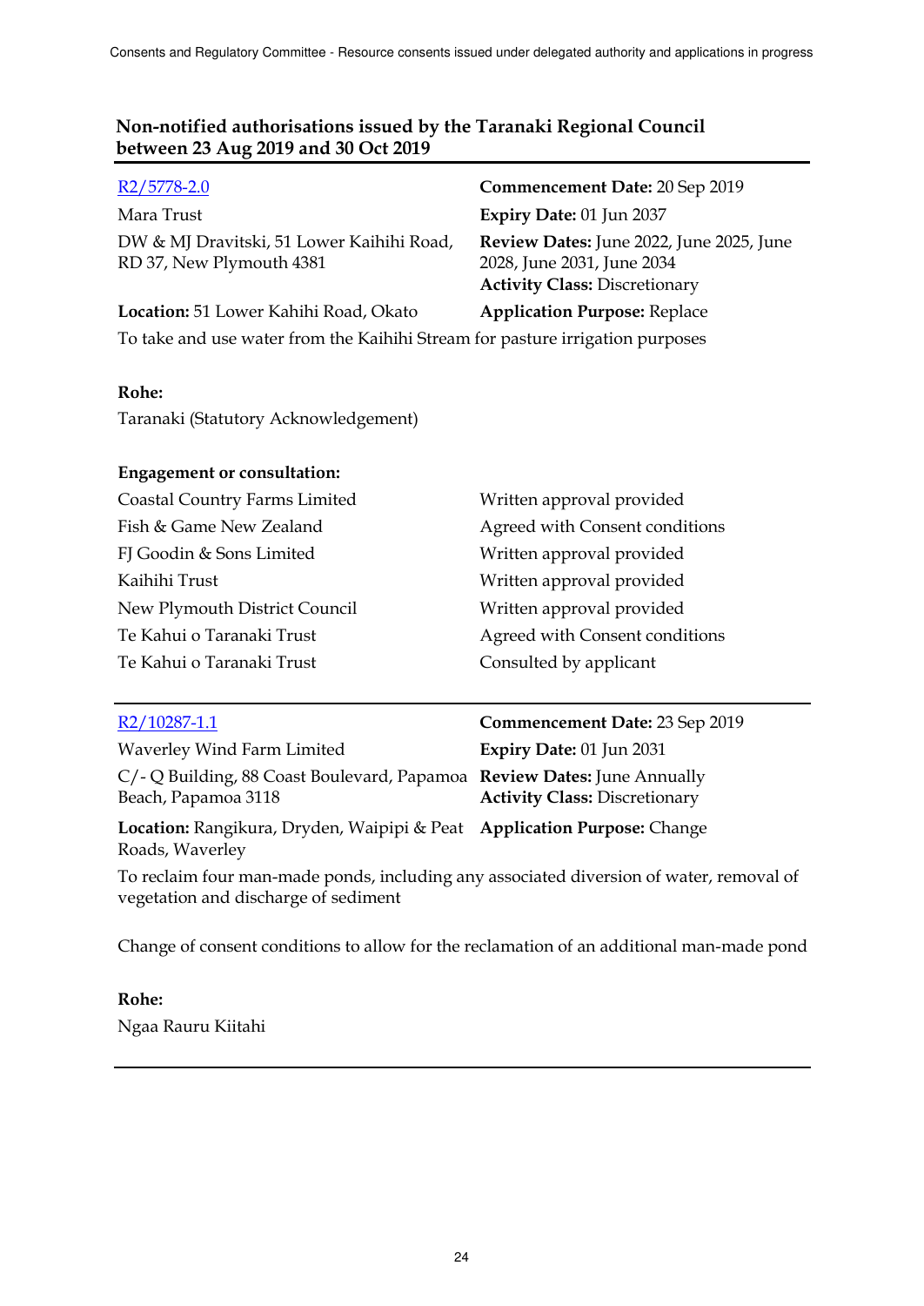## Non-notified authorisations issued by the Taranaki Regional Council between 23 Aug 2019 and 30 Oct 2019

---

[R2/5778-2.0](#)

Mara Trust

DW & MJ Dravitski, 51 Lower Kaihihi Road, RD 37, New Plymouth 4381

**Location:** 51 Lower Kahihi Road, Okato

**Commencement Date:** 20 Sep 2019

**Expiry Date:** 01 Jun 2037

**Review Dates:** June 2022, June 2025, June 2028, June 2031, June 2034

**Activity Class:** Discretionary

**Application Purpose:** Replace

To take and use water from the Kaihihi Stream for pasture irrigation purposes

**Rohe:**

Taranaki (Statutory Acknowledgement)

**Engagement or consultation:**

| | |
|---|---|
| Coastal Country Farms Limited | Written approval provided |
| Fish & Game New Zealand | Agreed with Consent conditions |
| FJ Goodin & Sons Limited | Written approval provided |
| Kaihihi Trust | Written approval provided |
| New Plymouth District Council | Written approval provided |
| Te Kahui o Taranaki Trust | Agreed with Consent conditions |
| Te Kahui o Taranaki Trust | Consulted by applicant |

---

[R2/10287-1.1](#)

Waverley Wind Farm Limited

C/- Q Building, 88 Coast Boulevard, Papamoa Beach, Papamoa 3118

**Location:** Rangikura, Dryden, Waipipi & Peat Roads, Waverley

**Commencement Date:** 23 Sep 2019

**Expiry Date:** 01 Jun 2031

**Review Dates:** June Annually

**Activity Class:** Discretionary

**Application Purpose:** Change

To reclaim four man-made ponds, including any associated diversion of water, removal of vegetation and discharge of sediment

Change of consent conditions to allow for the reclamation of an additional man-made pond

**Rohe:**

Ngaa Rauru Kiitahi

---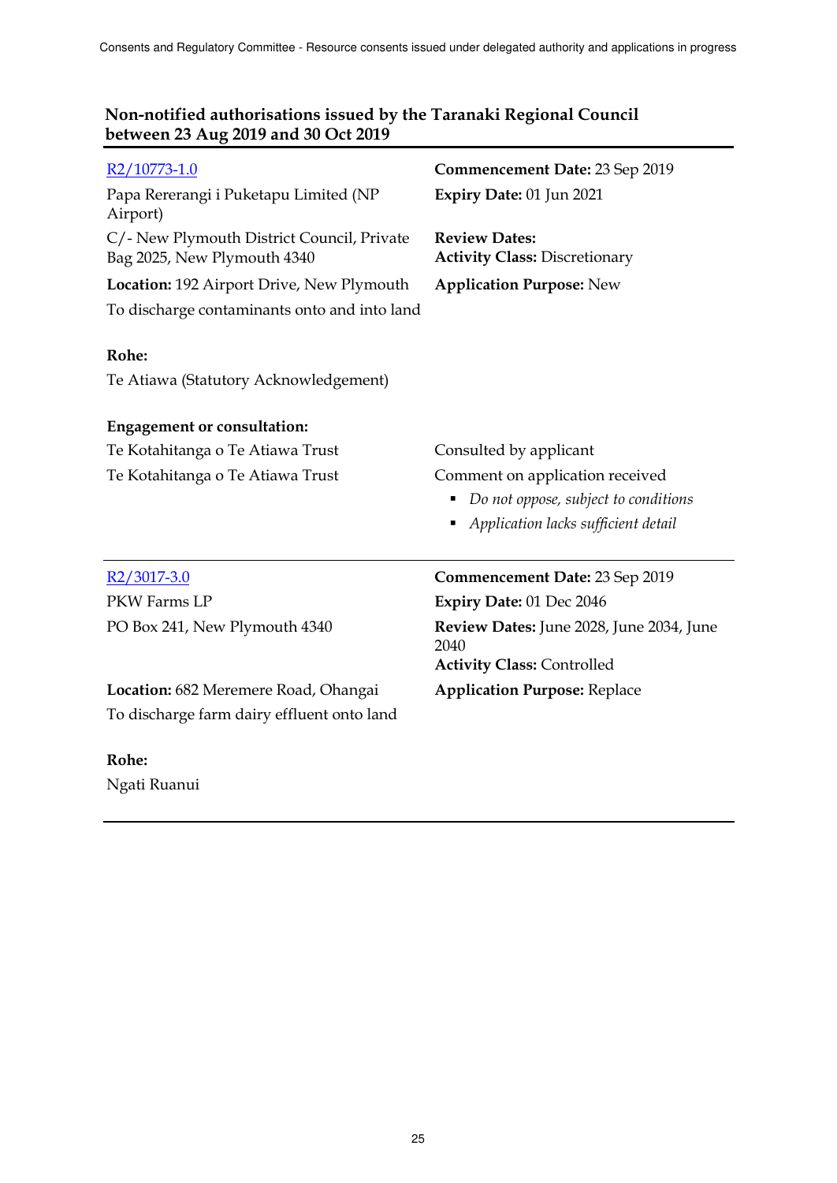## Non-notified authorisations issued by the Taranaki Regional Council between 23 Aug 2019 and 30 Oct 2019

R2/10773-1.0

Papa Rererangi i Puketapu Limited (NP Airport)

C/- New Plymouth District Council, Private Bag 2025, New Plymouth 4340

**Location:** 192 Airport Drive, New Plymouth

To discharge contaminants onto and into land

**Commencement Date:** 23 Sep 2019

**Expiry Date:** 01 Jun 2021

**Review Dates:**

**Activity Class:** Discretionary

**Application Purpose:** New

**Rohe:**

Te Atiawa (Statutory Acknowledgement)

**Engagement or consultation:**

Te Kotahitanga o Te Atiawa Trust — Consulted by applicant

Te Kotahitanga o Te Atiawa Trust — Comment on application received

- *Do not oppose, subject to conditions*
- *Application lacks sufficient detail*

---

R2/3017-3.0

PKW Farms LP

PO Box 241, New Plymouth 4340

**Location:** 682 Meremere Road, Ohangai

To discharge farm dairy effluent onto land

**Commencement Date:** 23 Sep 2019

**Expiry Date:** 01 Dec 2046

**Review Dates:** June 2028, June 2034, June 2040

**Activity Class:** Controlled

**Application Purpose:** Replace

**Rohe:**

Ngati Ruanui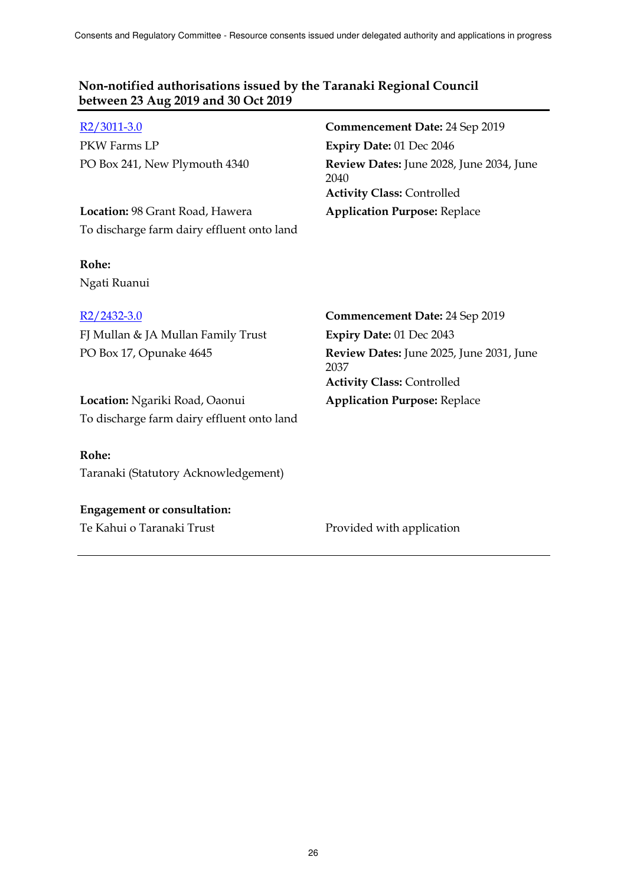## Non-notified authorisations issued by the Taranaki Regional Council between 23 Aug 2019 and 30 Oct 2019

R2/3011-3.0
PKW Farms LP
PO Box 241, New Plymouth 4340

**Commencement Date:** 24 Sep 2019
**Expiry Date:** 01 Dec 2046
**Review Dates:** June 2028, June 2034, June 2040
**Activity Class:** Controlled
**Application Purpose:** Replace

**Location:** 98 Grant Road, Hawera
To discharge farm dairy effluent onto land

**Rohe:**
Ngati Ruanui

---

R2/2432-3.0
FJ Mullan & JA Mullan Family Trust
PO Box 17, Opunake 4645

**Commencement Date:** 24 Sep 2019
**Expiry Date:** 01 Dec 2043
**Review Dates:** June 2025, June 2031, June 2037
**Activity Class:** Controlled
**Application Purpose:** Replace

**Location:** Ngariki Road, Oaonui
To discharge farm dairy effluent onto land

**Rohe:**
Taranaki (Statutory Acknowledgement)

**Engagement or consultation:**

| | |
|---|---|
| Te Kahui o Taranaki Trust | Provided with application |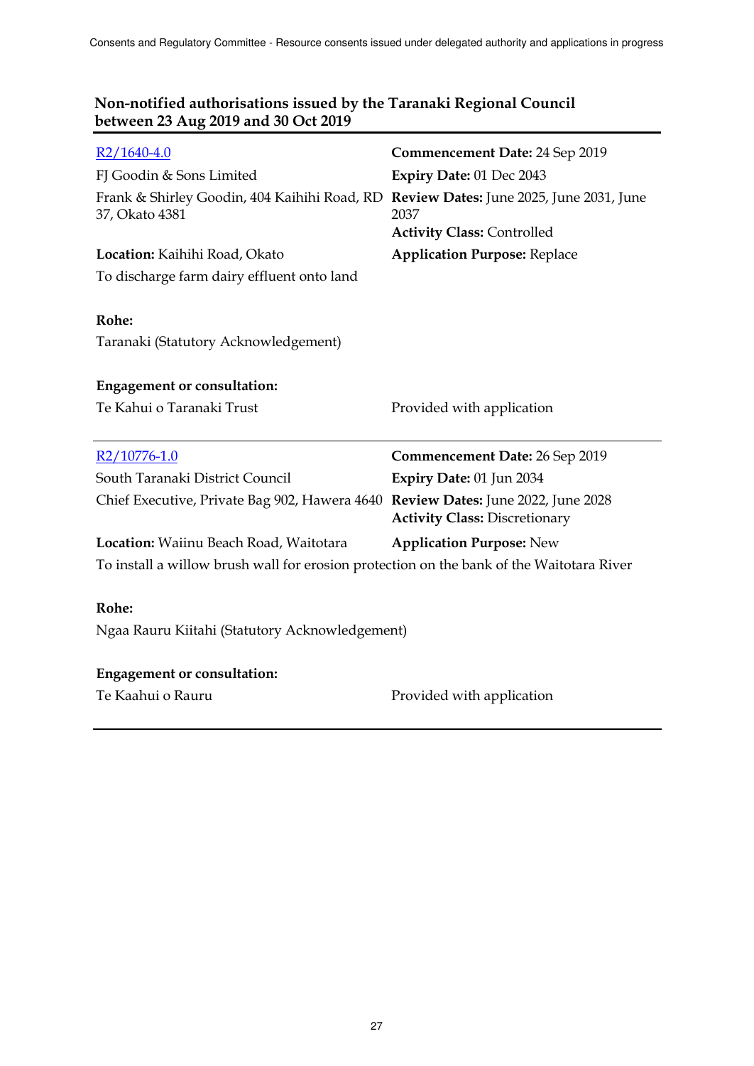## Non-notified authorisations issued by the Taranaki Regional Council between 23 Aug 2019 and 30 Oct 2019

[R2/1640-4.0](R2/1640-4.0)
FJ Goodin & Sons Limited
Frank & Shirley Goodin, 404 Kaihihi Road, RD 37, Okato 4381

**Commencement Date:** 24 Sep 2019
**Expiry Date:** 01 Dec 2043
**Review Dates:** June 2025, June 2031, June 2037
**Activity Class:** Controlled

**Location:** Kaihihi Road, Okato
**Application Purpose:** Replace

To discharge farm dairy effluent onto land

**Rohe:**
Taranaki (Statutory Acknowledgement)

**Engagement or consultation:**

| | |
|---|---|
| Te Kahui o Taranaki Trust | Provided with application |

---

[R2/10776-1.0](R2/10776-1.0)
South Taranaki District Council
Chief Executive, Private Bag 902, Hawera 4640

**Commencement Date:** 26 Sep 2019
**Expiry Date:** 01 Jun 2034
**Review Dates:** June 2022, June 2028
**Activity Class:** Discretionary

**Location:** Waiinu Beach Road, Waitotara
**Application Purpose:** New

To install a willow brush wall for erosion protection on the bank of the Waitotara River

**Rohe:**
Ngaa Rauru Kiitahi (Statutory Acknowledgement)

**Engagement or consultation:**

| | |
|---|---|
| Te Kaahui o Rauru | Provided with application |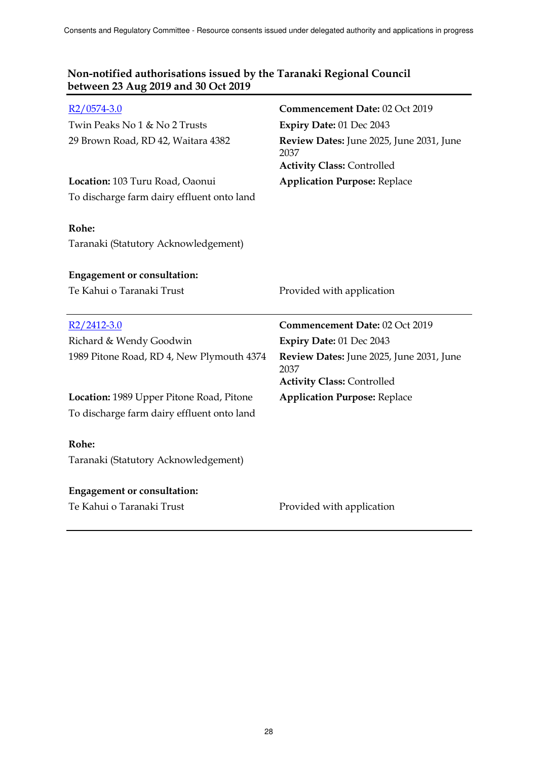## Non-notified authorisations issued by the Taranaki Regional Council between 23 Aug 2019 and 30 Oct 2019

---

[R2/0574-3.0](R2/0574-3.0)

Twin Peaks No 1 & No 2 Trusts
29 Brown Road, RD 42, Waitara 4382

**Commencement Date:** 02 Oct 2019
**Expiry Date:** 01 Dec 2043
**Review Dates:** June 2025, June 2031, June 2037
**Activity Class:** Controlled

**Location:** 103 Turu Road, Oaonui
**Application Purpose:** Replace

To discharge farm dairy effluent onto land

**Rohe:**

Taranaki (Statutory Acknowledgement)

**Engagement or consultation:**

| | |
|---|---|
| Te Kahui o Taranaki Trust | Provided with application |

---

[R2/2412-3.0](R2/2412-3.0)

Richard & Wendy Goodwin
1989 Pitone Road, RD 4, New Plymouth 4374

**Commencement Date:** 02 Oct 2019
**Expiry Date:** 01 Dec 2043
**Review Dates:** June 2025, June 2031, June 2037
**Activity Class:** Controlled

**Location:** 1989 Upper Pitone Road, Pitone
**Application Purpose:** Replace

To discharge farm dairy effluent onto land

**Rohe:**

Taranaki (Statutory Acknowledgement)

**Engagement or consultation:**

| | |
|---|---|
| Te Kahui o Taranaki Trust | Provided with application |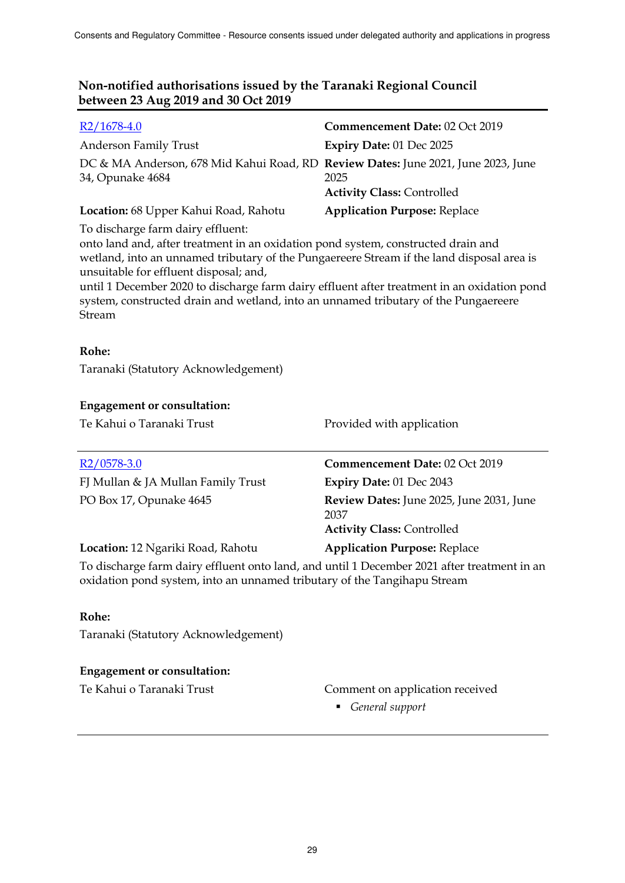## Non-notified authorisations issued by the Taranaki Regional Council between 23 Aug 2019 and 30 Oct 2019

[R2/1678-4.0]

Anderson Family Trust

DC & MA Anderson, 678 Mid Kahui Road, RD 34, Opunake 4684

**Location:** 68 Upper Kahui Road, Rahotu

**Commencement Date:** 02 Oct 2019

**Expiry Date:** 01 Dec 2025

**Review Dates:** June 2021, June 2023, June 2025

**Activity Class:** Controlled

**Application Purpose:** Replace

To discharge farm dairy effluent:
onto land and, after treatment in an oxidation pond system, constructed drain and wetland, into an unnamed tributary of the Pungaereere Stream if the land disposal area is unsuitable for effluent disposal; and,
until 1 December 2020 to discharge farm dairy effluent after treatment in an oxidation pond system, constructed drain and wetland, into an unnamed tributary of the Pungaereere Stream

**Rohe:**

Taranaki (Statutory Acknowledgement)

**Engagement or consultation:**

| | |
|---|---|
| Te Kahui o Taranaki Trust | Provided with application |

---

[R2/0578-3.0]

FJ Mullan & JA Mullan Family Trust

PO Box 17, Opunake 4645

**Location:** 12 Ngariki Road, Rahotu

**Commencement Date:** 02 Oct 2019

**Expiry Date:** 01 Dec 2043

**Review Dates:** June 2025, June 2031, June 2037

**Activity Class:** Controlled

**Application Purpose:** Replace

To discharge farm dairy effluent onto land, and until 1 December 2021 after treatment in an oxidation pond system, into an unnamed tributary of the Tangihapu Stream

**Rohe:**

Taranaki (Statutory Acknowledgement)

**Engagement or consultation:**

| | |
|---|---|
| Te Kahui o Taranaki Trust | Comment on application received<br>▪ *General support* |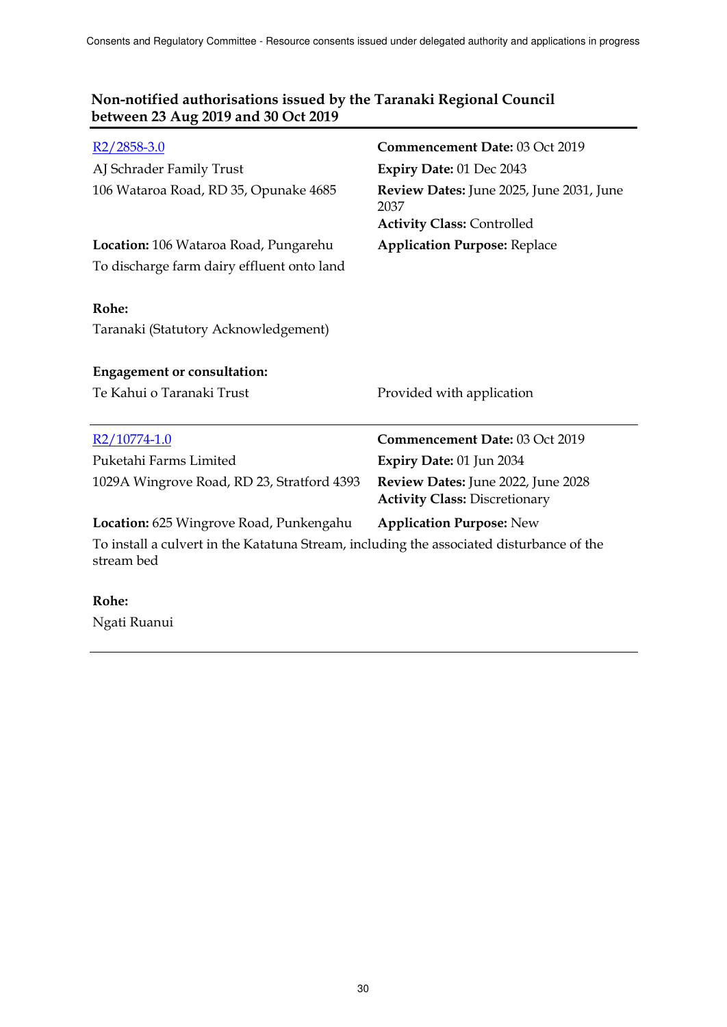## Non-notified authorisations issued by the Taranaki Regional Council between 23 Aug 2019 and 30 Oct 2019

R2/2858-3.0
AJ Schrader Family Trust
106 Wataroa Road, RD 35, Opunake 4685

**Commencement Date:** 03 Oct 2019
**Expiry Date:** 01 Dec 2043
**Review Dates:** June 2025, June 2031, June 2037
**Activity Class:** Controlled

**Location:** 106 Wataroa Road, Pungarehu
**Application Purpose:** Replace

To discharge farm dairy effluent onto land

**Rohe:**
Taranaki (Statutory Acknowledgement)

**Engagement or consultation:**

| | |
|---|---|
| Te Kahui o Taranaki Trust | Provided with application |

---

R2/10774-1.0
Puketahi Farms Limited
1029A Wingrove Road, RD 23, Stratford 4393

**Commencement Date:** 03 Oct 2019
**Expiry Date:** 01 Jun 2034
**Review Dates:** June 2022, June 2028
**Activity Class:** Discretionary

**Location:** 625 Wingrove Road, Punkengahu
**Application Purpose:** New

To install a culvert in the Katatuna Stream, including the associated disturbance of the stream bed

**Rohe:**
Ngati Ruanui

---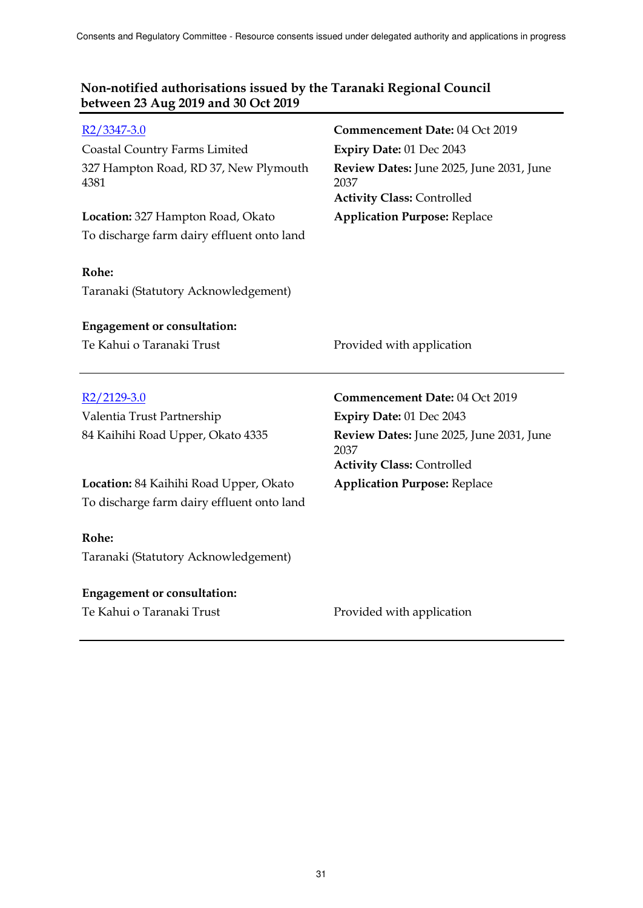## Non-notified authorisations issued by the Taranaki Regional Council between 23 Aug 2019 and 30 Oct 2019

---

R2/3347-3.0

Coastal Country Farms Limited

327 Hampton Road, RD 37, New Plymouth 4381

**Commencement Date:** 04 Oct 2019

**Expiry Date:** 01 Dec 2043

**Review Dates:** June 2025, June 2031, June 2037

**Activity Class:** Controlled

**Location:** 327 Hampton Road, Okato

**Application Purpose:** Replace

To discharge farm dairy effluent onto land

**Rohe:**

Taranaki (Statutory Acknowledgement)

**Engagement or consultation:**

Te Kahui o Taranaki Trust — Provided with application

---

R2/2129-3.0

Valentia Trust Partnership

84 Kaihihi Road Upper, Okato 4335

**Commencement Date:** 04 Oct 2019

**Expiry Date:** 01 Dec 2043

**Review Dates:** June 2025, June 2031, June 2037

**Activity Class:** Controlled

**Location:** 84 Kaihihi Road Upper, Okato

**Application Purpose:** Replace

To discharge farm dairy effluent onto land

**Rohe:**

Taranaki (Statutory Acknowledgement)

**Engagement or consultation:**

Te Kahui o Taranaki Trust — Provided with application

---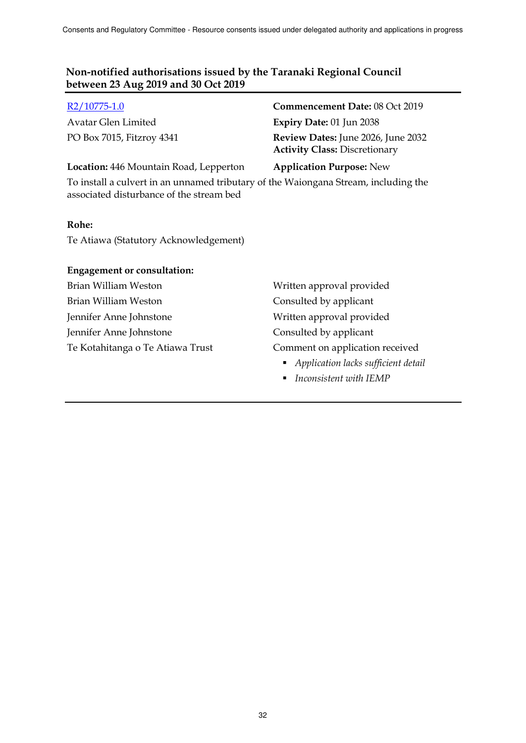## Non-notified authorisations issued by the Taranaki Regional Council between 23 Aug 2019 and 30 Oct 2019

[R2/10775-1.0](R2/10775-1.0)

Avatar Glen Limited
PO Box 7015, Fitzroy 4341

**Commencement Date:** 08 Oct 2019
**Expiry Date:** 01 Jun 2038
**Review Dates:** June 2026, June 2032
**Activity Class:** Discretionary

**Location:** 446 Mountain Road, Lepperton

**Application Purpose:** New

To install a culvert in an unnamed tributary of the Waiongana Stream, including the associated disturbance of the stream bed

**Rohe:**

Te Atiawa (Statutory Acknowledgement)

**Engagement or consultation:**

| | |
|---|---|
| Brian William Weston | Written approval provided |
| Brian William Weston | Consulted by applicant |
| Jennifer Anne Johnstone | Written approval provided |
| Jennifer Anne Johnstone | Consulted by applicant |
| Te Kotahitanga o Te Atiawa Trust | Comment on application received |

- *Application lacks sufficient detail*
- *Inconsistent with IEMP*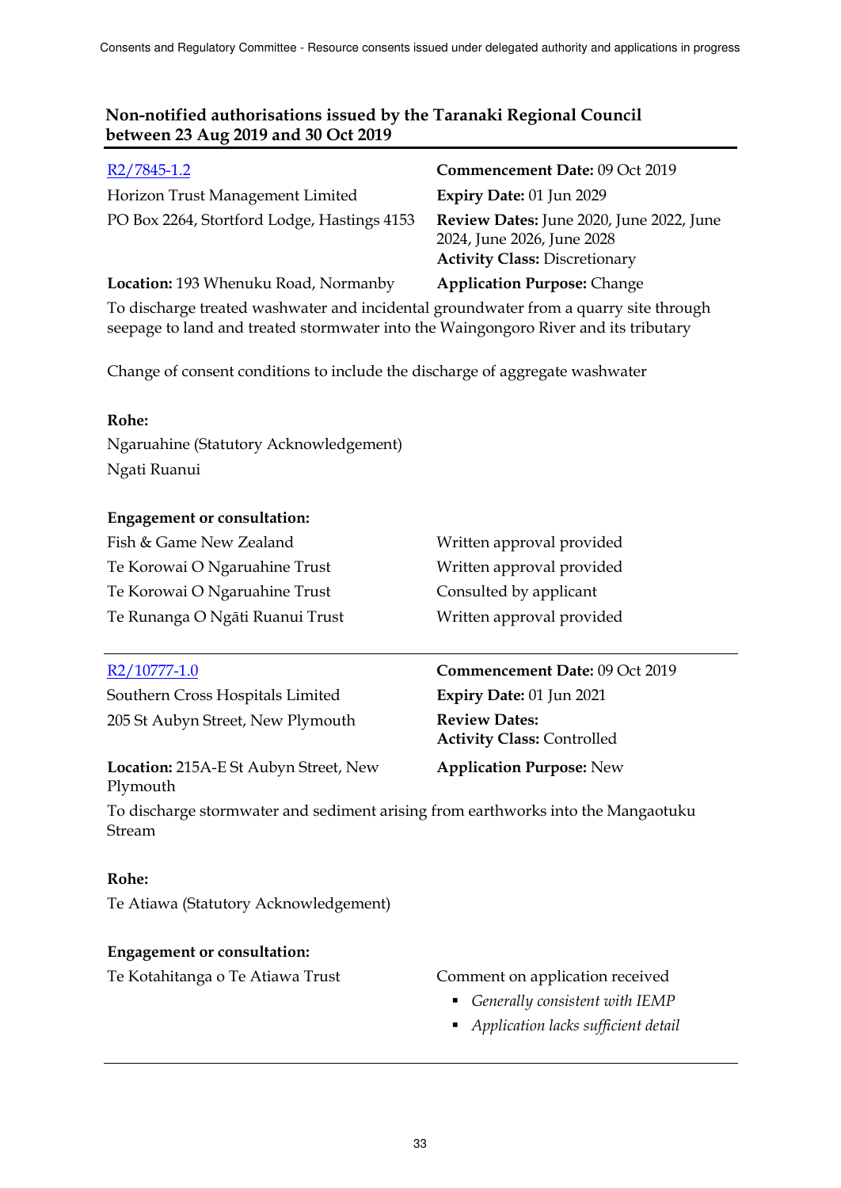## Non-notified authorisations issued by the Taranaki Regional Council between 23 Aug 2019 and 30 Oct 2019

R2/7845-1.2

Horizon Trust Management Limited
PO Box 2264, Stortford Lodge, Hastings 4153

**Commencement Date:** 09 Oct 2019
**Expiry Date:** 01 Jun 2029
**Review Dates:** June 2020, June 2022, June 2024, June 2026, June 2028
**Activity Class:** Discretionary

**Location:** 193 Whenuku Road, Normanby
**Application Purpose:** Change

To discharge treated washwater and incidental groundwater from a quarry site through seepage to land and treated stormwater into the Waingongoro River and its tributary

Change of consent conditions to include the discharge of aggregate washwater

**Rohe:**

Ngaruahine (Statutory Acknowledgement)
Ngati Ruanui

**Engagement or consultation:**

| | |
|---|---|
| Fish & Game New Zealand | Written approval provided |
| Te Korowai O Ngaruahine Trust | Written approval provided |
| Te Korowai O Ngaruahine Trust | Consulted by applicant |
| Te Runanga O Ngāti Ruanui Trust | Written approval provided |

---

R2/10777-1.0

Southern Cross Hospitals Limited
205 St Aubyn Street, New Plymouth

**Commencement Date:** 09 Oct 2019
**Expiry Date:** 01 Jun 2021
**Review Dates:**
**Activity Class:** Controlled

**Location:** 215A-E St Aubyn Street, New Plymouth
**Application Purpose:** New

To discharge stormwater and sediment arising from earthworks into the Mangaotuku Stream

**Rohe:**

Te Atiawa (Statutory Acknowledgement)

**Engagement or consultation:**

Te Kotahitanga o Te Atiawa Trust — Comment on application received

- *Generally consistent with IEMP*
- *Application lacks sufficient detail*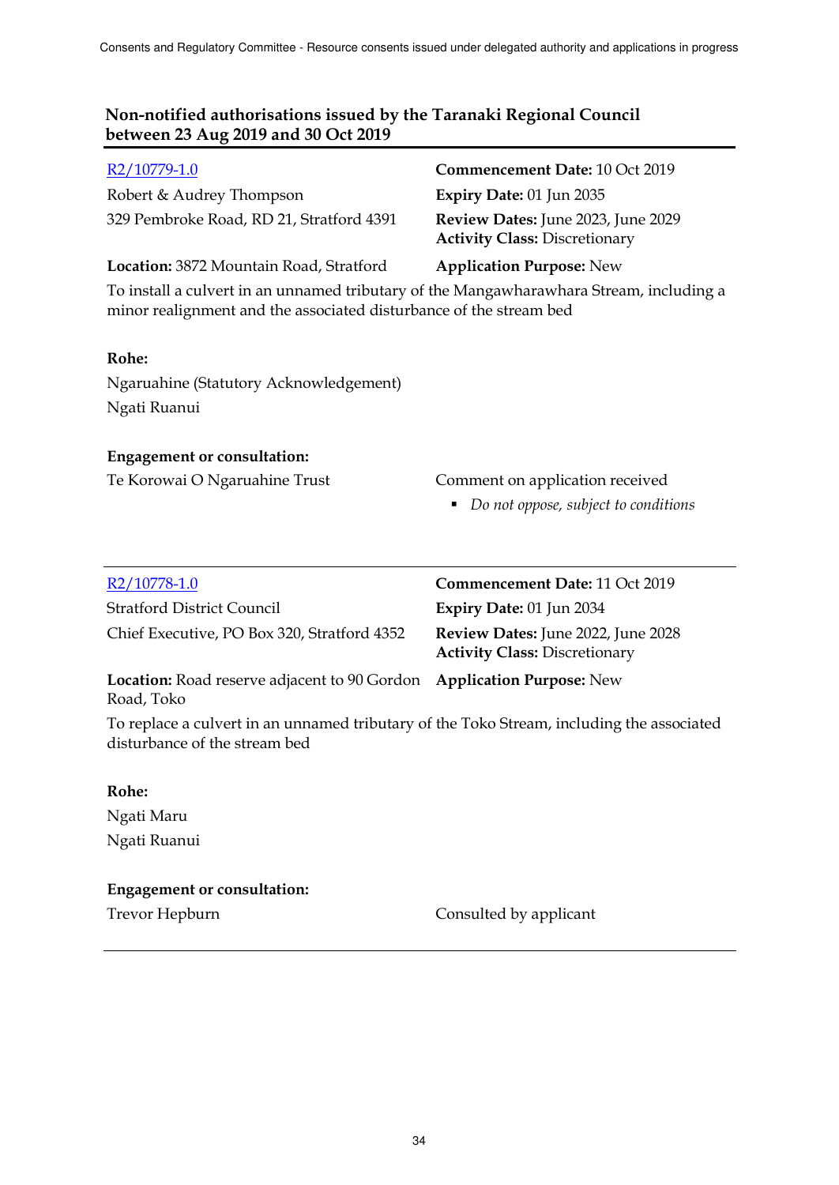## Non-notified authorisations issued by the Taranaki Regional Council between 23 Aug 2019 and 30 Oct 2019

---

R2/10779-1.0

Robert & Audrey Thompson
329 Pembroke Road, RD 21, Stratford 4391

**Commencement Date:** 10 Oct 2019
**Expiry Date:** 01 Jun 2035
**Review Dates:** June 2023, June 2029
**Activity Class:** Discretionary

**Location:** 3872 Mountain Road, Stratford

**Application Purpose:** New

To install a culvert in an unnamed tributary of the Mangawharawhara Stream, including a minor realignment and the associated disturbance of the stream bed

**Rohe:**

Ngaruahine (Statutory Acknowledgement)
Ngati Ruanui

**Engagement or consultation:**

Te Korowai O Ngaruahine Trust — Comment on application received

- *Do not oppose, subject to conditions*

---

R2/10778-1.0

Stratford District Council
Chief Executive, PO Box 320, Stratford 4352

**Commencement Date:** 11 Oct 2019
**Expiry Date:** 01 Jun 2034
**Review Dates:** June 2022, June 2028
**Activity Class:** Discretionary

**Location:** Road reserve adjacent to 90 Gordon Road, Toko

**Application Purpose:** New

To replace a culvert in an unnamed tributary of the Toko Stream, including the associated disturbance of the stream bed

**Rohe:**

Ngati Maru
Ngati Ruanui

**Engagement or consultation:**

Trevor Hepburn — Consulted by applicant

---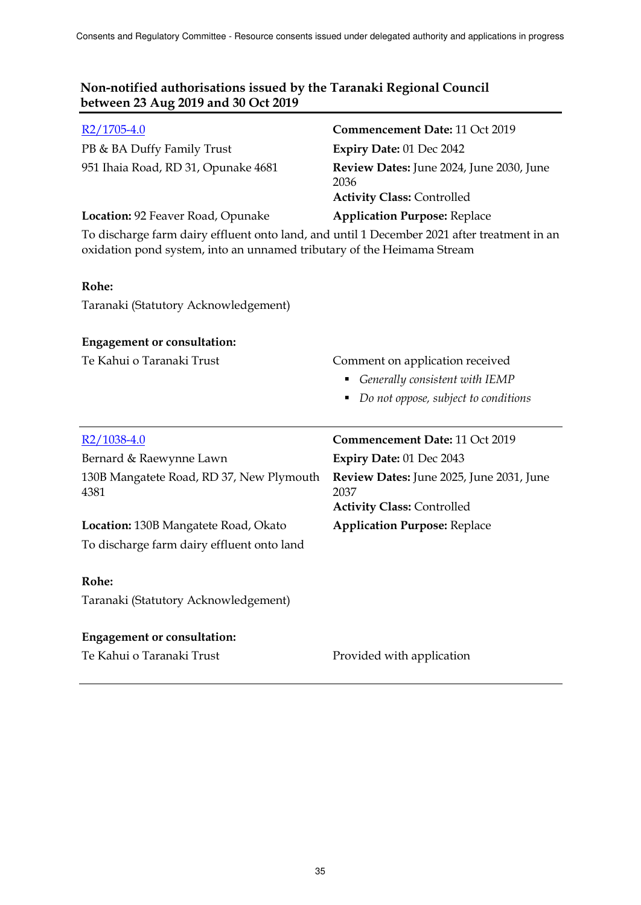## Non-notified authorisations issued by the Taranaki Regional Council between 23 Aug 2019 and 30 Oct 2019

R2/1705-4.0

PB & BA Duffy Family Trust
951 Ihaia Road, RD 31, Opunake 4681

**Commencement Date:** 11 Oct 2019
**Expiry Date:** 01 Dec 2042
**Review Dates:** June 2024, June 2030, June 2036
**Activity Class:** Controlled

**Location:** 92 Feaver Road, Opunake

**Application Purpose:** Replace

To discharge farm dairy effluent onto land, and until 1 December 2021 after treatment in an oxidation pond system, into an unnamed tributary of the Heimama Stream

**Rohe:**

Taranaki (Statutory Acknowledgement)

**Engagement or consultation:**

Te Kahui o Taranaki Trust — Comment on application received

- *Generally consistent with IEMP*
- *Do not oppose, subject to conditions*

---

R2/1038-4.0

Bernard & Raewynne Lawn
130B Mangatete Road, RD 37, New Plymouth 4381

**Commencement Date:** 11 Oct 2019
**Expiry Date:** 01 Dec 2043
**Review Dates:** June 2025, June 2031, June 2037
**Activity Class:** Controlled

**Location:** 130B Mangatete Road, Okato

**Application Purpose:** Replace

To discharge farm dairy effluent onto land

**Rohe:**

Taranaki (Statutory Acknowledgement)

**Engagement or consultation:**

Te Kahui o Taranaki Trust — Provided with application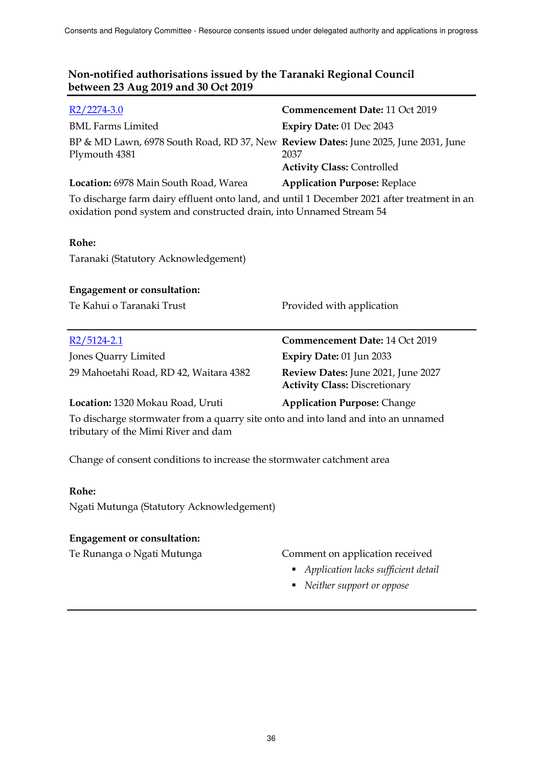## Non-notified authorisations issued by the Taranaki Regional Council between 23 Aug 2019 and 30 Oct 2019

[R2/2274-3.0]

BML Farms Limited

BP & MD Lawn, 6978 South Road, RD 37, New Plymouth 4381

**Location:** 6978 Main South Road, Warea

**Commencement Date:** 11 Oct 2019

**Expiry Date:** 01 Dec 2043

**Review Dates:** June 2025, June 2031, June 2037

**Activity Class:** Controlled

**Application Purpose:** Replace

To discharge farm dairy effluent onto land, and until 1 December 2021 after treatment in an oxidation pond system and constructed drain, into Unnamed Stream 54

**Rohe:**

Taranaki (Statutory Acknowledgement)

**Engagement or consultation:**

| | |
|---|---|
| Te Kahui o Taranaki Trust | Provided with application |

---

[R2/5124-2.1]

Jones Quarry Limited

29 Mahoetahi Road, RD 42, Waitara 4382

**Location:** 1320 Mokau Road, Uruti

**Commencement Date:** 14 Oct 2019

**Expiry Date:** 01 Jun 2033

**Review Dates:** June 2021, June 2027

**Activity Class:** Discretionary

**Application Purpose:** Change

To discharge stormwater from a quarry site onto and into land and into an unnamed tributary of the Mimi River and dam

Change of consent conditions to increase the stormwater catchment area

**Rohe:**

Ngati Mutunga (Statutory Acknowledgement)

**Engagement or consultation:**

Te Runanga o Ngati Mutunga — Comment on application received

- *Application lacks sufficient detail*
- *Neither support or oppose*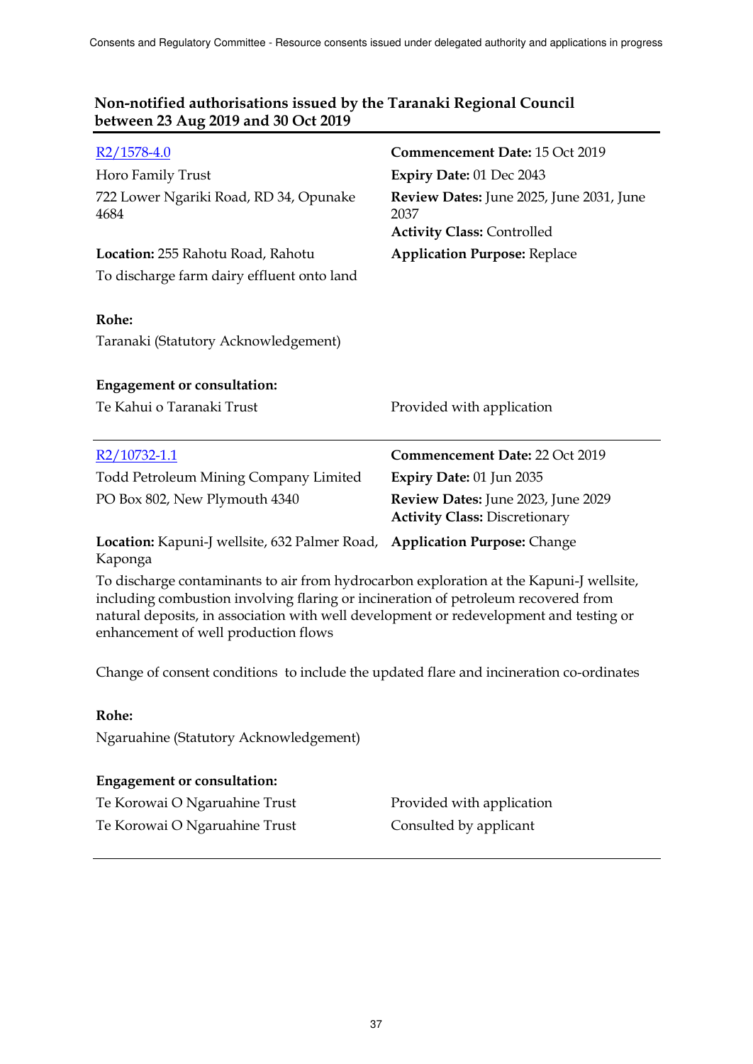## Non-notified authorisations issued by the Taranaki Regional Council between 23 Aug 2019 and 30 Oct 2019

R2/1578-4.0

Horo Family Trust

722 Lower Ngariki Road, RD 34, Opunake 4684

**Commencement Date:** 15 Oct 2019

**Expiry Date:** 01 Dec 2043

**Review Dates:** June 2025, June 2031, June 2037

**Activity Class:** Controlled

**Location:** 255 Rahotu Road, Rahotu

**Application Purpose:** Replace

To discharge farm dairy effluent onto land

**Rohe:**

Taranaki (Statutory Acknowledgement)

**Engagement or consultation:**

| | |
|---|---|
| Te Kahui o Taranaki Trust | Provided with application |

---

R2/10732-1.1

Todd Petroleum Mining Company Limited

PO Box 802, New Plymouth 4340

**Commencement Date:** 22 Oct 2019

**Expiry Date:** 01 Jun 2035

**Review Dates:** June 2023, June 2029

**Activity Class:** Discretionary

**Location:** Kapuni-J wellsite, 632 Palmer Road, Kaponga

**Application Purpose:** Change

To discharge contaminants to air from hydrocarbon exploration at the Kapuni-J wellsite, including combustion involving flaring or incineration of petroleum recovered from natural deposits, in association with well development or redevelopment and testing or enhancement of well production flows

Change of consent conditions to include the updated flare and incineration co-ordinates

**Rohe:**

Ngaruahine (Statutory Acknowledgement)

**Engagement or consultation:**

| | |
|---|---|
| Te Korowai O Ngaruahine Trust | Provided with application |
| Te Korowai O Ngaruahine Trust | Consulted by applicant |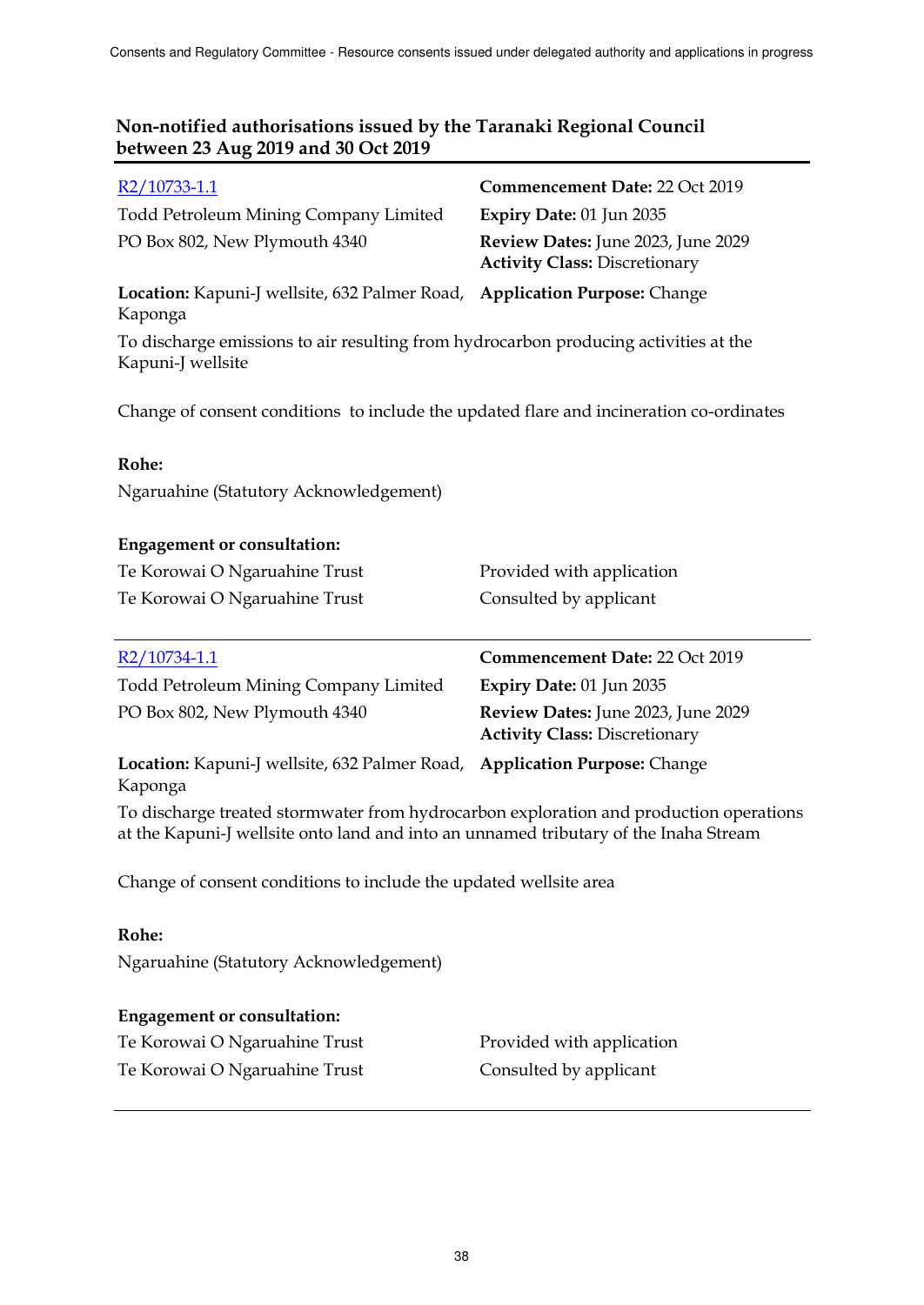## Non-notified authorisations issued by the Taranaki Regional Council between 23 Aug 2019 and 30 Oct 2019

[R2/10733-1.1](R2/10733-1.1)

Todd Petroleum Mining Company Limited
PO Box 802, New Plymouth 4340

**Commencement Date:** 22 Oct 2019
**Expiry Date:** 01 Jun 2035
**Review Dates:** June 2023, June 2029
**Activity Class:** Discretionary

**Location:** Kapuni-J wellsite, 632 Palmer Road, Kaponga

**Application Purpose:** Change

To discharge emissions to air resulting from hydrocarbon producing activities at the Kapuni-J wellsite

Change of consent conditions to include the updated flare and incineration co-ordinates

**Rohe:**

Ngaruahine (Statutory Acknowledgement)

**Engagement or consultation:**

| | |
|---|---|
| Te Korowai O Ngaruahine Trust | Provided with application |
| Te Korowai O Ngaruahine Trust | Consulted by applicant |

---

[R2/10734-1.1](R2/10734-1.1)

Todd Petroleum Mining Company Limited
PO Box 802, New Plymouth 4340

**Commencement Date:** 22 Oct 2019
**Expiry Date:** 01 Jun 2035
**Review Dates:** June 2023, June 2029
**Activity Class:** Discretionary

**Location:** Kapuni-J wellsite, 632 Palmer Road, Kaponga

**Application Purpose:** Change

To discharge treated stormwater from hydrocarbon exploration and production operations at the Kapuni-J wellsite onto land and into an unnamed tributary of the Inaha Stream

Change of consent conditions to include the updated wellsite area

**Rohe:**

Ngaruahine (Statutory Acknowledgement)

**Engagement or consultation:**

| | |
|---|---|
| Te Korowai O Ngaruahine Trust | Provided with application |
| Te Korowai O Ngaruahine Trust | Consulted by applicant |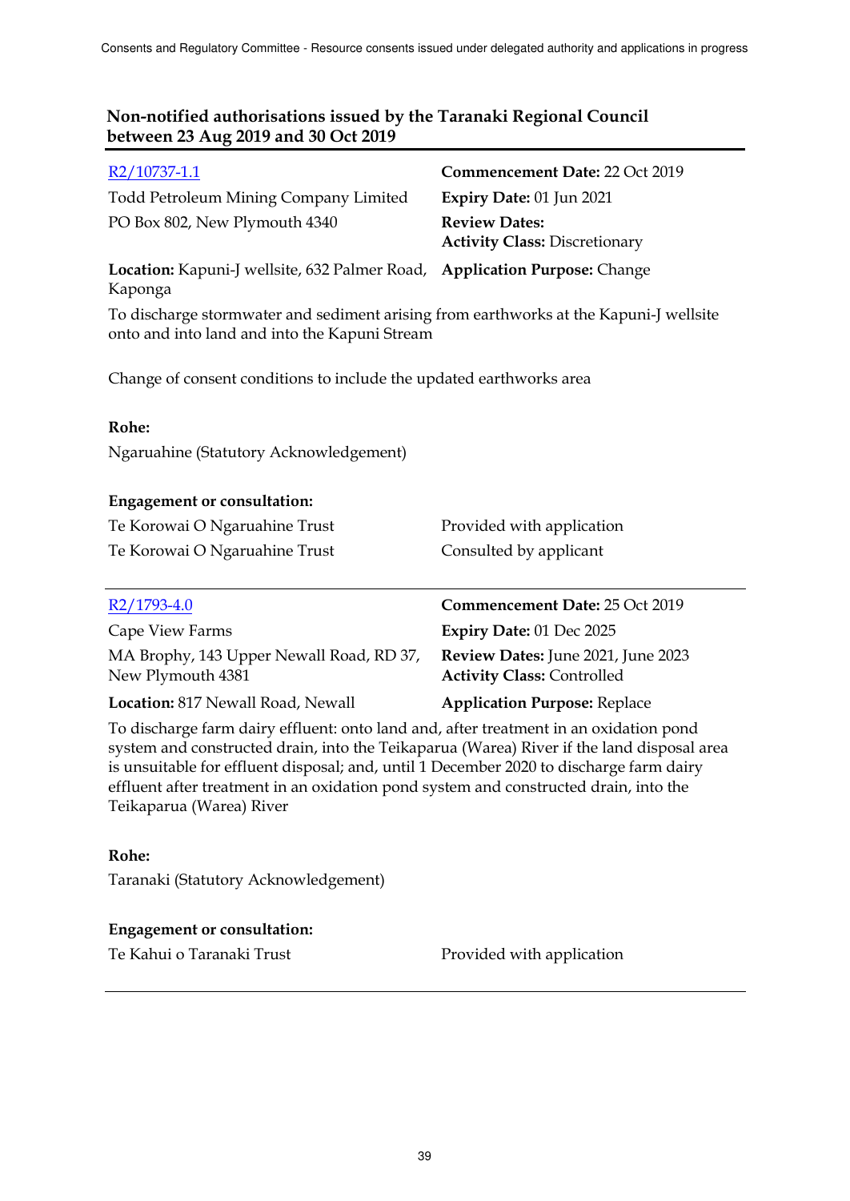## Non-notified authorisations issued by the Taranaki Regional Council between 23 Aug 2019 and 30 Oct 2019

| | |
|---|---|
| R2/10737-1.1 | **Commencement Date:** 22 Oct 2019 |
| Todd Petroleum Mining Company Limited | **Expiry Date:** 01 Jun 2021 |
| PO Box 802, New Plymouth 4340 | **Review Dates:** |
| | **Activity Class:** Discretionary |
| **Location:** Kapuni-J wellsite, 632 Palmer Road, Kaponga | **Application Purpose:** Change |

To discharge stormwater and sediment arising from earthworks at the Kapuni-J wellsite onto and into land and into the Kapuni Stream

Change of consent conditions to include the updated earthworks area

**Rohe:**

Ngaruahine (Statutory Acknowledgement)

**Engagement or consultation:**

| | |
|---|---|
| Te Korowai O Ngaruahine Trust | Provided with application |
| Te Korowai O Ngaruahine Trust | Consulted by applicant |

---

| | |
|---|---|
| R2/1793-4.0 | **Commencement Date:** 25 Oct 2019 |
| Cape View Farms | **Expiry Date:** 01 Dec 2025 |
| MA Brophy, 143 Upper Newall Road, RD 37, New Plymouth 4381 | **Review Dates:** June 2021, June 2023 |
| | **Activity Class:** Controlled |
| **Location:** 817 Newall Road, Newall | **Application Purpose:** Replace |

To discharge farm dairy effluent: onto land and, after treatment in an oxidation pond system and constructed drain, into the Teikaparua (Warea) River if the land disposal area is unsuitable for effluent disposal; and, until 1 December 2020 to discharge farm dairy effluent after treatment in an oxidation pond system and constructed drain, into the Teikaparua (Warea) River

**Rohe:**

Taranaki (Statutory Acknowledgement)

**Engagement or consultation:**

| | |
|---|---|
| Te Kahui o Taranaki Trust | Provided with application |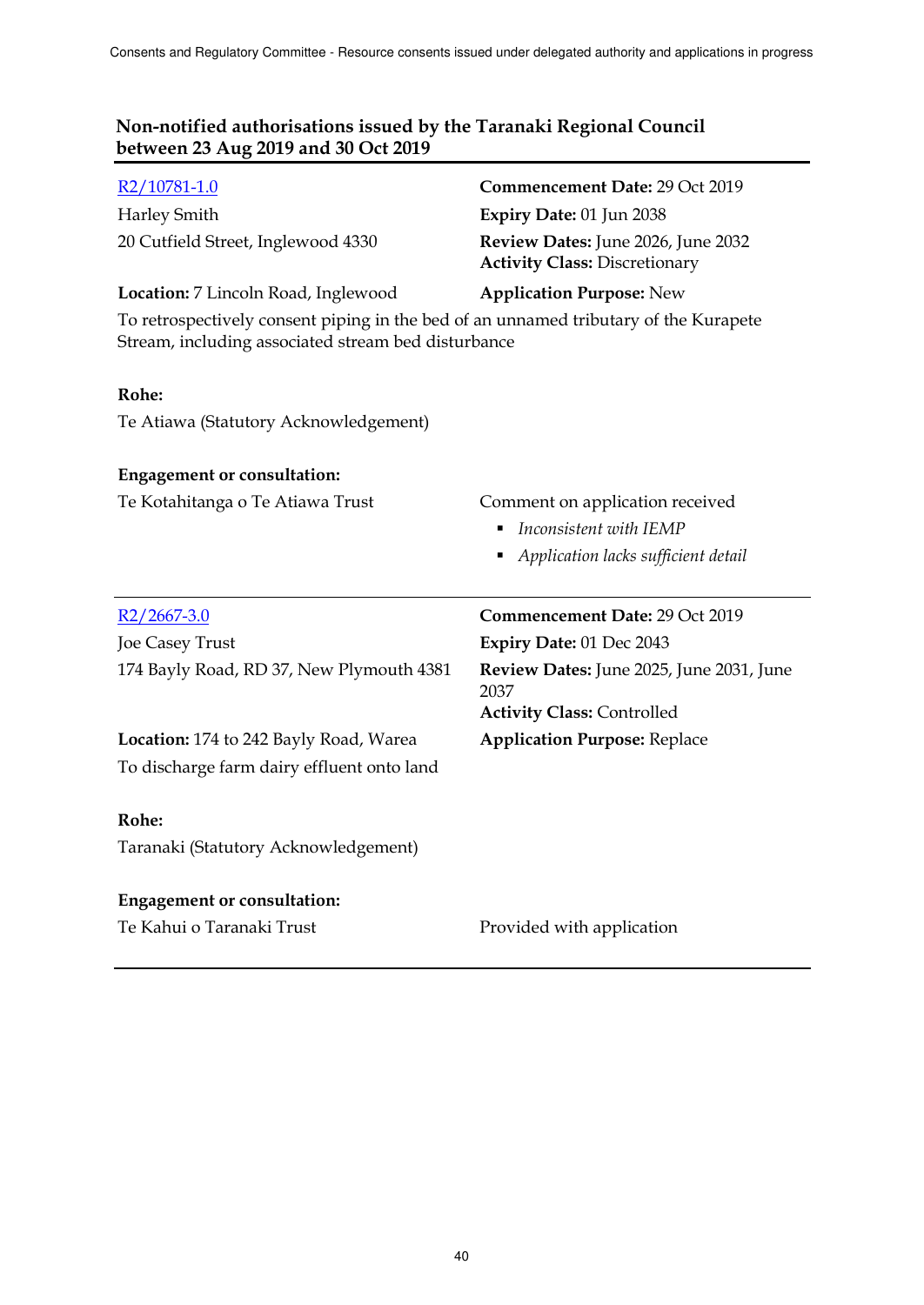## Non-notified authorisations issued by the Taranaki Regional Council between 23 Aug 2019 and 30 Oct 2019

---

[R2/10781-1.0](R2/10781-1.0)

Harley Smith
20 Cutfield Street, Inglewood 4330

**Commencement Date:** 29 Oct 2019
**Expiry Date:** 01 Jun 2038
**Review Dates:** June 2026, June 2032
**Activity Class:** Discretionary

**Location:** 7 Lincoln Road, Inglewood

**Application Purpose:** New

To retrospectively consent piping in the bed of an unnamed tributary of the Kurapete Stream, including associated stream bed disturbance

**Rohe:**
Te Atiawa (Statutory Acknowledgement)

**Engagement or consultation:**

Te Kotahitanga o Te Atiawa Trust — Comment on application received

- *Inconsistent with IEMP*
- *Application lacks sufficient detail*

---

[R2/2667-3.0](R2/2667-3.0)

Joe Casey Trust
174 Bayly Road, RD 37, New Plymouth 4381

**Commencement Date:** 29 Oct 2019
**Expiry Date:** 01 Dec 2043
**Review Dates:** June 2025, June 2031, June 2037
**Activity Class:** Controlled

**Location:** 174 to 242 Bayly Road, Warea

**Application Purpose:** Replace

To discharge farm dairy effluent onto land

**Rohe:**
Taranaki (Statutory Acknowledgement)

**Engagement or consultation:**

Te Kahui o Taranaki Trust — Provided with application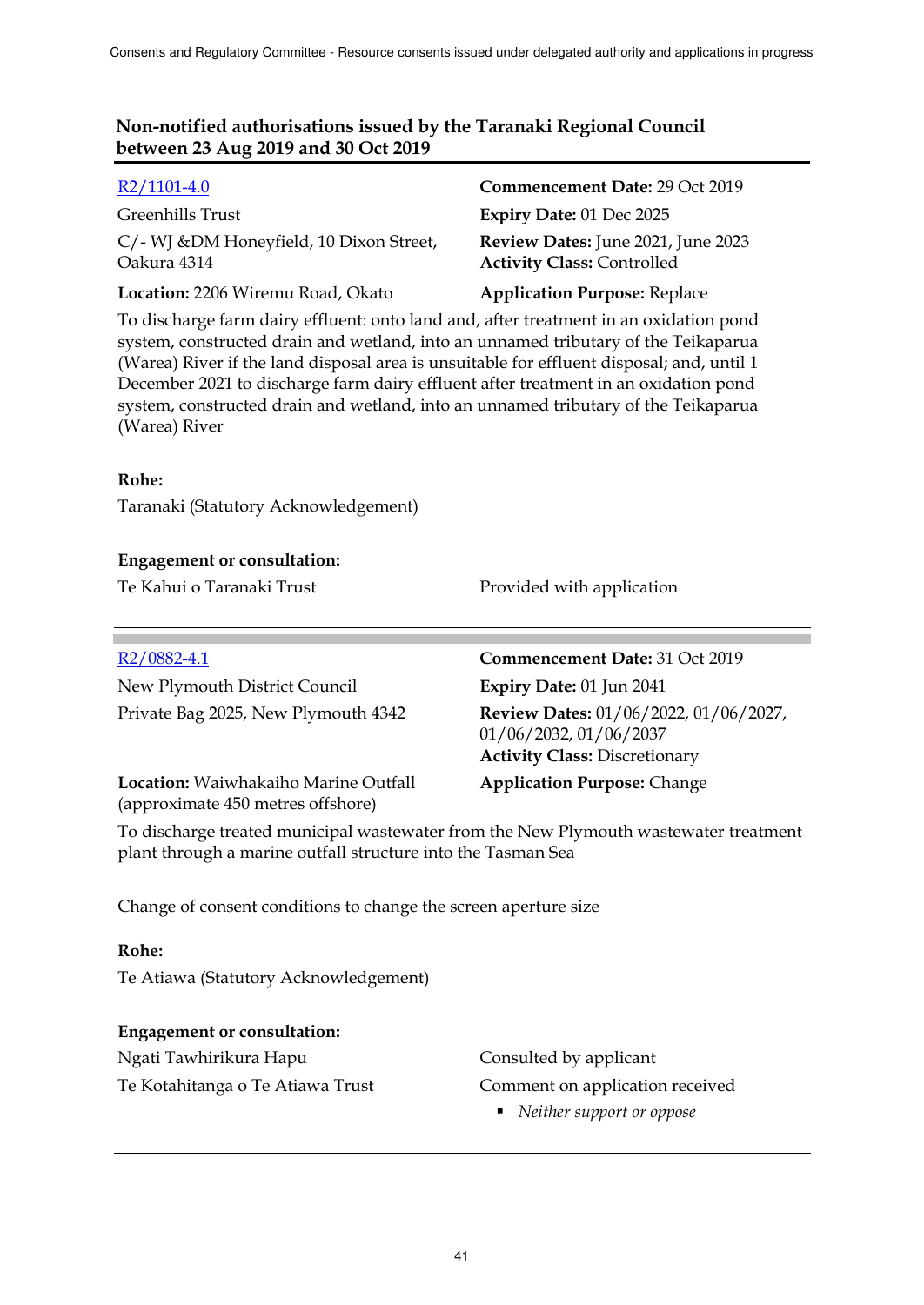## Non-notified authorisations issued by the Taranaki Regional Council between 23 Aug 2019 and 30 Oct 2019

[R2/1101-4.0](R2/1101-4.0)

Greenhills Trust

C/- WJ &DM Honeyfield, 10 Dixon Street, Oakura 4314

**Location:** 2206 Wiremu Road, Okato

**Commencement Date:** 29 Oct 2019

**Expiry Date:** 01 Dec 2025

**Review Dates:** June 2021, June 2023

**Activity Class:** Controlled

**Application Purpose:** Replace

To discharge farm dairy effluent: onto land and, after treatment in an oxidation pond system, constructed drain and wetland, into an unnamed tributary of the Teikaparua (Warea) River if the land disposal area is unsuitable for effluent disposal; and, until 1 December 2021 to discharge farm dairy effluent after treatment in an oxidation pond system, constructed drain and wetland, into an unnamed tributary of the Teikaparua (Warea) River

**Rohe:**

Taranaki (Statutory Acknowledgement)

**Engagement or consultation:**

| | |
|---|---|
| Te Kahui o Taranaki Trust | Provided with application |

---

[R2/0882-4.1](R2/0882-4.1)

New Plymouth District Council

Private Bag 2025, New Plymouth 4342

**Location:** Waiwhakaiho Marine Outfall (approximate 450 metres offshore)

**Commencement Date:** 31 Oct 2019

**Expiry Date:** 01 Jun 2041

**Review Dates:** 01/06/2022, 01/06/2027, 01/06/2032, 01/06/2037

**Activity Class:** Discretionary

**Application Purpose:** Change

To discharge treated municipal wastewater from the New Plymouth wastewater treatment plant through a marine outfall structure into the Tasman Sea

Change of consent conditions to change the screen aperture size

**Rohe:**

Te Atiawa (Statutory Acknowledgement)

**Engagement or consultation:**

| | |
|---|---|
| Ngati Tawhirikura Hapu | Consulted by applicant |
| Te Kotahitanga o Te Atiawa Trust | Comment on application received<br>▪ *Neither support or oppose* |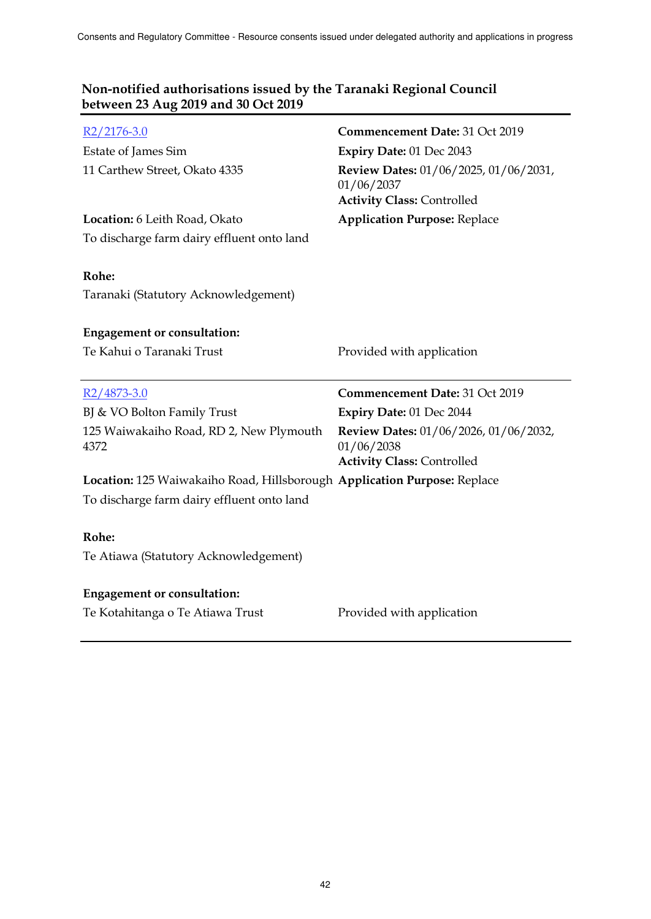## Non-notified authorisations issued by the Taranaki Regional Council between 23 Aug 2019 and 30 Oct 2019

[R2/2176-3.0]
Estate of James Sim
11 Carthew Street, Okato 4335

**Commencement Date:** 31 Oct 2019
**Expiry Date:** 01 Dec 2043
**Review Dates:** 01/06/2025, 01/06/2031, 01/06/2037
**Activity Class:** Controlled

**Location:** 6 Leith Road, Okato
**Application Purpose:** Replace

To discharge farm dairy effluent onto land

**Rohe:**
Taranaki (Statutory Acknowledgement)

**Engagement or consultation:**

| | |
|---|---|
| Te Kahui o Taranaki Trust | Provided with application |

---

[R2/4873-3.0]
BJ & VO Bolton Family Trust
125 Waiwakaiho Road, RD 2, New Plymouth 4372

**Commencement Date:** 31 Oct 2019
**Expiry Date:** 01 Dec 2044
**Review Dates:** 01/06/2026, 01/06/2032, 01/06/2038
**Activity Class:** Controlled

**Location:** 125 Waiwakaiho Road, Hillsborough
**Application Purpose:** Replace

To discharge farm dairy effluent onto land

**Rohe:**
Te Atiawa (Statutory Acknowledgement)

**Engagement or consultation:**

| | |
|---|---|
| Te Kotahitanga o Te Atiawa Trust | Provided with application |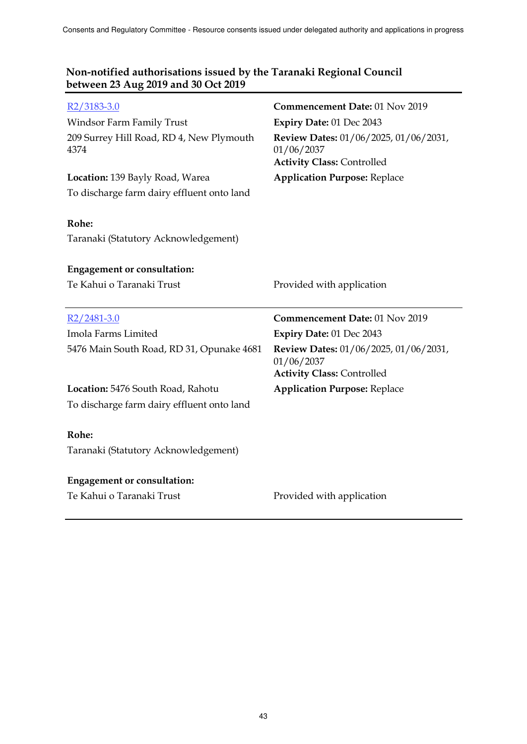## Non-notified authorisations issued by the Taranaki Regional Council between 23 Aug 2019 and 30 Oct 2019

R2/3183-3.0

Windsor Farm Family Trust

209 Surrey Hill Road, RD 4, New Plymouth 4374

**Commencement Date:** 01 Nov 2019

**Expiry Date:** 01 Dec 2043

**Review Dates:** 01/06/2025, 01/06/2031, 01/06/2037

**Activity Class:** Controlled

**Location:** 139 Bayly Road, Warea

**Application Purpose:** Replace

To discharge farm dairy effluent onto land

**Rohe:**

Taranaki (Statutory Acknowledgement)

**Engagement or consultation:**

Te Kahui o Taranaki Trust — Provided with application

---

R2/2481-3.0

Imola Farms Limited

5476 Main South Road, RD 31, Opunake 4681

**Commencement Date:** 01 Nov 2019

**Expiry Date:** 01 Dec 2043

**Review Dates:** 01/06/2025, 01/06/2031, 01/06/2037

**Activity Class:** Controlled

**Location:** 5476 South Road, Rahotu

**Application Purpose:** Replace

To discharge farm dairy effluent onto land

**Rohe:**

Taranaki (Statutory Acknowledgement)

**Engagement or consultation:**

Te Kahui o Taranaki Trust — Provided with application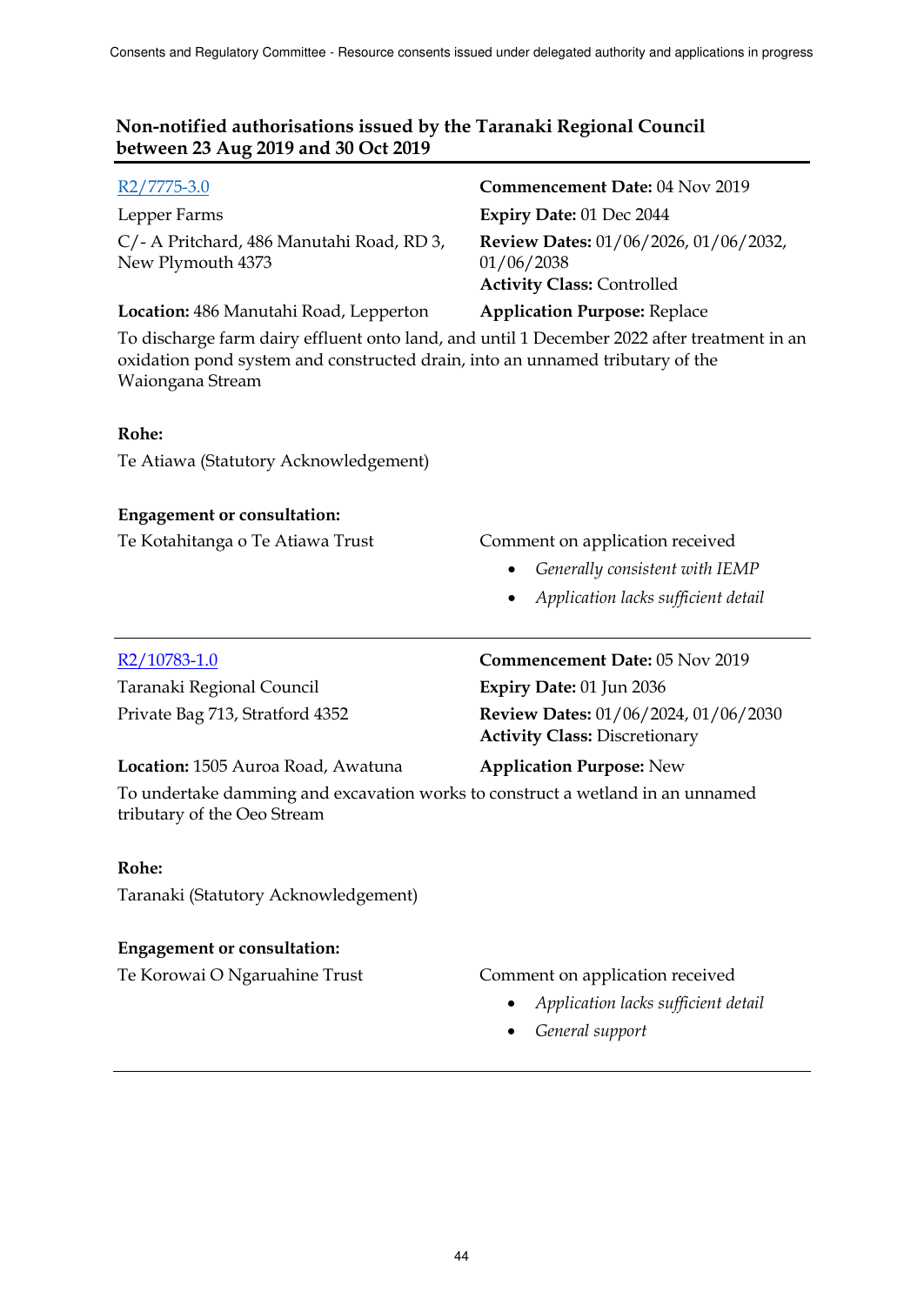## Non-notified authorisations issued by the Taranaki Regional Council between 23 Aug 2019 and 30 Oct 2019

R2/7775-3.0

Lepper Farms

C/- A Pritchard, 486 Manutahi Road, RD 3, New Plymouth 4373

**Commencement Date:** 04 Nov 2019

**Expiry Date:** 01 Dec 2044

**Review Dates:** 01/06/2026, 01/06/2032, 01/06/2038

**Activity Class:** Controlled

**Location:** 486 Manutahi Road, Lepperton

**Application Purpose:** Replace

To discharge farm dairy effluent onto land, and until 1 December 2022 after treatment in an oxidation pond system and constructed drain, into an unnamed tributary of the Waiongana Stream

**Rohe:**

Te Atiawa (Statutory Acknowledgement)

**Engagement or consultation:**

Te Kotahitanga o Te Atiawa Trust

Comment on application received

- *Generally consistent with IEMP*
- *Application lacks sufficient detail*

---

R2/10783-1.0

Taranaki Regional Council

Private Bag 713, Stratford 4352

**Commencement Date:** 05 Nov 2019

**Expiry Date:** 01 Jun 2036

**Review Dates:** 01/06/2024, 01/06/2030

**Activity Class:** Discretionary

**Location:** 1505 Auroa Road, Awatuna

**Application Purpose:** New

To undertake damming and excavation works to construct a wetland in an unnamed tributary of the Oeo Stream

**Rohe:**

Taranaki (Statutory Acknowledgement)

**Engagement or consultation:**

Te Korowai O Ngaruahine Trust

Comment on application received

- *Application lacks sufficient detail*
- *General support*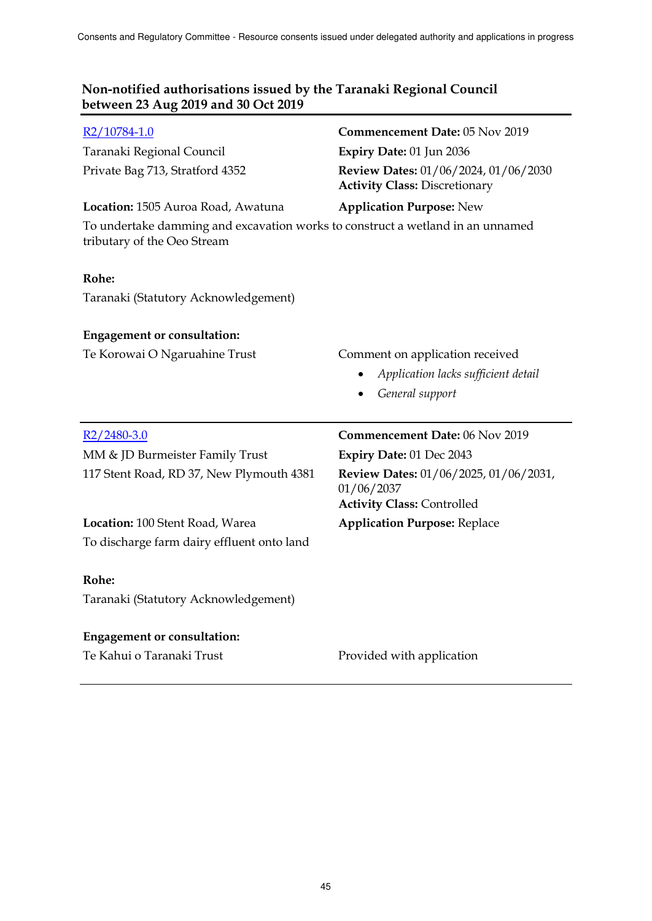## Non-notified authorisations issued by the Taranaki Regional Council between 23 Aug 2019 and 30 Oct 2019

[R2/10784-1.0](R2/10784-1.0)

Taranaki Regional Council
Private Bag 713, Stratford 4352

**Commencement Date:** 05 Nov 2019
**Expiry Date:** 01 Jun 2036
**Review Dates:** 01/06/2024, 01/06/2030
**Activity Class:** Discretionary

**Location:** 1505 Auroa Road, Awatuna

**Application Purpose:** New

To undertake damming and excavation works to construct a wetland in an unnamed tributary of the Oeo Stream

**Rohe:**

Taranaki (Statutory Acknowledgement)

**Engagement or consultation:**

Te Korowai O Ngaruahine Trust — Comment on application received

- *Application lacks sufficient detail*
- *General support*

---

[R2/2480-3.0](R2/2480-3.0)

MM & JD Burmeister Family Trust
117 Stent Road, RD 37, New Plymouth 4381

**Commencement Date:** 06 Nov 2019
**Expiry Date:** 01 Dec 2043
**Review Dates:** 01/06/2025, 01/06/2031, 01/06/2037
**Activity Class:** Controlled

**Location:** 100 Stent Road, Warea

**Application Purpose:** Replace

To discharge farm dairy effluent onto land

**Rohe:**

Taranaki (Statutory Acknowledgement)

**Engagement or consultation:**

Te Kahui o Taranaki Trust — Provided with application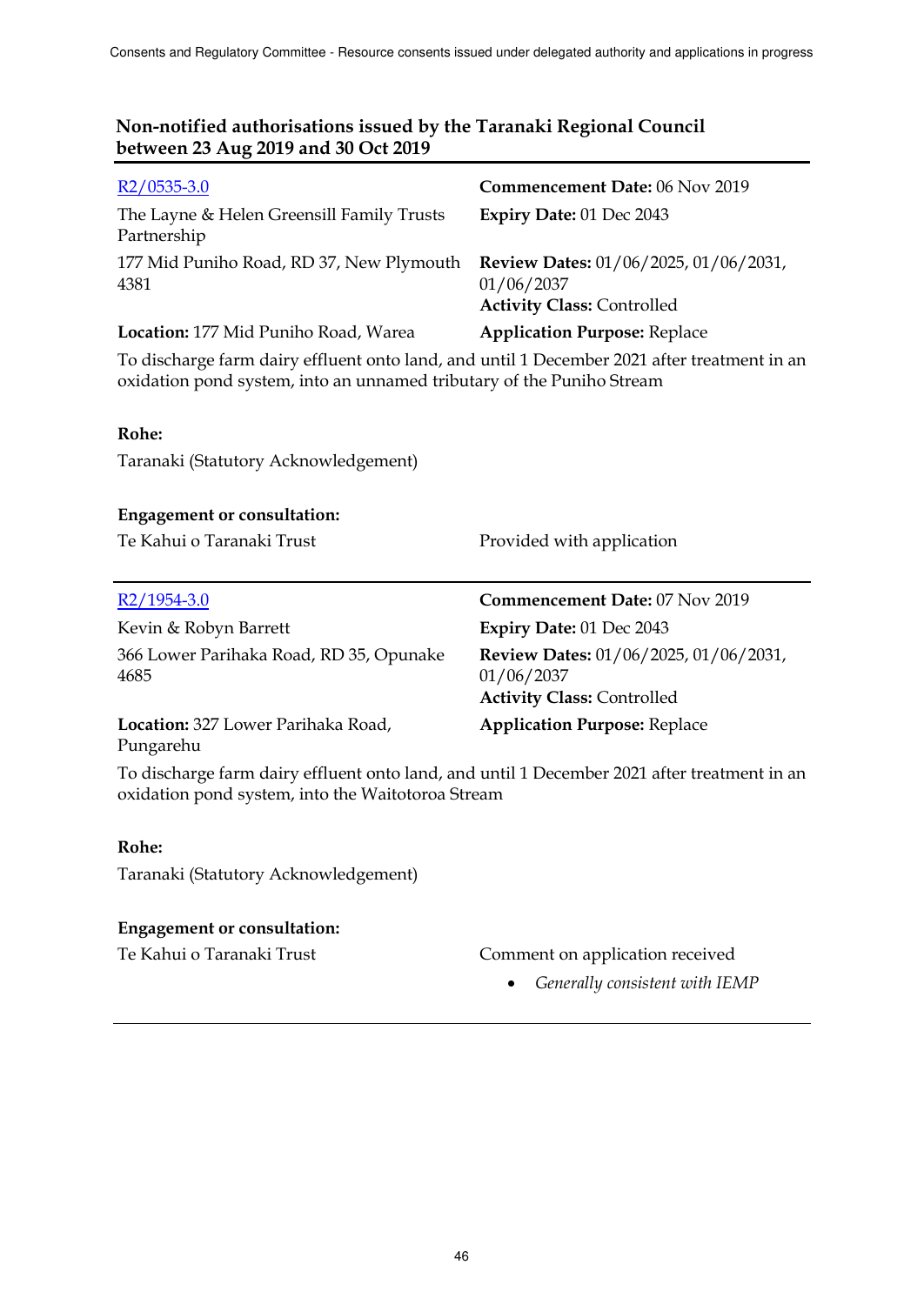## Non-notified authorisations issued by the Taranaki Regional Council between 23 Aug 2019 and 30 Oct 2019

R2/0535-3.0

**Commencement Date:** 06 Nov 2019

The Layne & Helen Greensill Family Trusts Partnership

**Expiry Date:** 01 Dec 2043

177 Mid Puniho Road, RD 37, New Plymouth 4381

**Review Dates:** 01/06/2025, 01/06/2031, 01/06/2037

**Activity Class:** Controlled

**Location:** 177 Mid Puniho Road, Warea

**Application Purpose:** Replace

To discharge farm dairy effluent onto land, and until 1 December 2021 after treatment in an oxidation pond system, into an unnamed tributary of the Puniho Stream

**Rohe:**

Taranaki (Statutory Acknowledgement)

**Engagement or consultation:**

Te Kahui o Taranaki Trust — Provided with application

---

R2/1954-3.0

**Commencement Date:** 07 Nov 2019

Kevin & Robyn Barrett

**Expiry Date:** 01 Dec 2043

366 Lower Parihaka Road, RD 35, Opunake 4685

**Review Dates:** 01/06/2025, 01/06/2031, 01/06/2037

**Activity Class:** Controlled

**Location:** 327 Lower Parihaka Road, Pungarehu

**Application Purpose:** Replace

To discharge farm dairy effluent onto land, and until 1 December 2021 after treatment in an oxidation pond system, into the Waitotoroa Stream

**Rohe:**

Taranaki (Statutory Acknowledgement)

**Engagement or consultation:**

Te Kahui o Taranaki Trust — Comment on application received

- *Generally consistent with IEMP*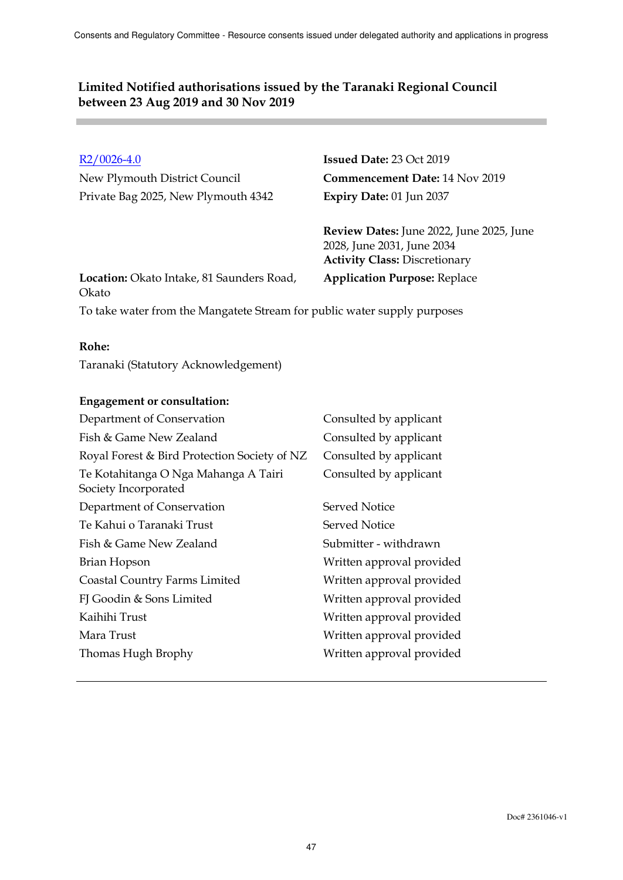## Limited Notified authorisations issued by the Taranaki Regional Council between 23 Aug 2019 and 30 Nov 2019

| | |
|---|---|
| R2/0026-4.0 | **Issued Date:** 23 Oct 2019 |
| New Plymouth District Council | **Commencement Date:** 14 Nov 2019 |
| Private Bag 2025, New Plymouth 4342 | **Expiry Date:** 01 Jun 2037 |
| | **Review Dates:** June 2022, June 2025, June 2028, June 2031, June 2034 |
| | **Activity Class:** Discretionary |
| **Location:** Okato Intake, 81 Saunders Road, Okato | **Application Purpose:** Replace |

To take water from the Mangatete Stream for public water supply purposes

**Rohe:**

Taranaki (Statutory Acknowledgement)

**Engagement or consultation:**

| | |
|---|---|
| Department of Conservation | Consulted by applicant |
| Fish & Game New Zealand | Consulted by applicant |
| Royal Forest & Bird Protection Society of NZ | Consulted by applicant |
| Te Kotahitanga O Nga Mahanga A Tairi Society Incorporated | Consulted by applicant |
| Department of Conservation | Served Notice |
| Te Kahui o Taranaki Trust | Served Notice |
| Fish & Game New Zealand | Submitter - withdrawn |
| Brian Hopson | Written approval provided |
| Coastal Country Farms Limited | Written approval provided |
| FJ Goodin & Sons Limited | Written approval provided |
| Kaihihi Trust | Written approval provided |
| Mara Trust | Written approval provided |
| Thomas Hugh Brophy | Written approval provided |

Doc# 2361046-v1